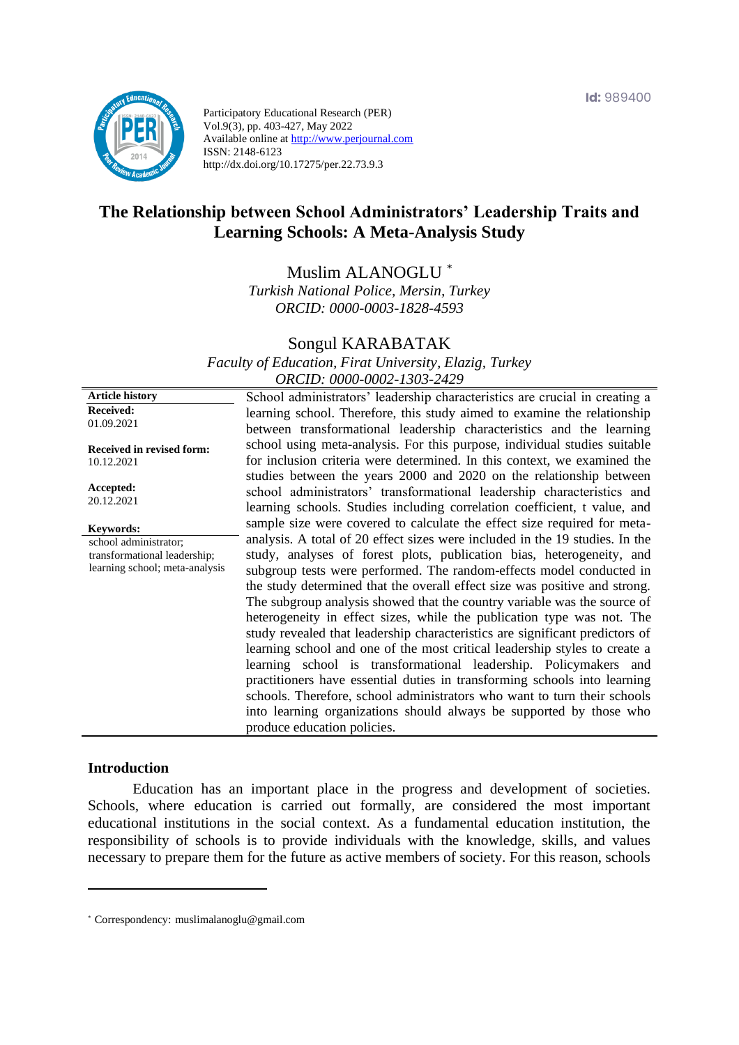Id: 989400

Participatory Educational Research (PER)
Vol.9(3), pp. 403-427, May 2022
Available online at http://www.perjournal.com
ISSN: 2148-6123
http://dx.doi.org/10.17275/per.22.73.9.3

# The Relationship between School Administrators' Leadership Traits and Learning Schools: A Meta-Analysis Study

Muslim ALANOGLU [*]
*Turkish National Police, Mersin, Turkey*
*ORCID: 0000-0003-1828-4593*

Songul KARABATAK
*Faculty of Education, Firat University, Elazig, Turkey*
*ORCID: 0000-0002-1303-2429*

**Article history**
**Received:**
01.09.2021

**Received in revised form:**
10.12.2021

**Accepted:**
20.12.2021

**Keywords:**
school administrator; transformational leadership; learning school; meta-analysis

School administrators' leadership characteristics are crucial in creating a learning school. Therefore, this study aimed to examine the relationship between transformational leadership characteristics and the learning school using meta-analysis. For this purpose, individual studies suitable for inclusion criteria were determined. In this context, we examined the studies between the years 2000 and 2020 on the relationship between school administrators' transformational leadership characteristics and learning schools. Studies including correlation coefficient, t value, and sample size were covered to calculate the effect size required for meta-analysis. A total of 20 effect sizes were included in the 19 studies. In the study, analyses of forest plots, publication bias, heterogeneity, and subgroup tests were performed. The random-effects model conducted in the study determined that the overall effect size was positive and strong. The subgroup analysis showed that the country variable was the source of heterogeneity in effect sizes, while the publication type was not. The study revealed that leadership characteristics are significant predictors of learning school and one of the most critical leadership styles to create a learning school is transformational leadership. Policymakers and practitioners have essential duties in transforming schools into learning schools. Therefore, school administrators who want to turn their schools into learning organizations should always be supported by those who produce education policies.

## Introduction

Education has an important place in the progress and development of societies. Schools, where education is carried out formally, are considered the most important educational institutions in the social context. As a fundamental education institution, the responsibility of schools is to provide individuals with the knowledge, skills, and values necessary to prepare them for the future as active members of society. For this reason, schools

---

[*] Correspondency: muslimalanoglu@gmail.com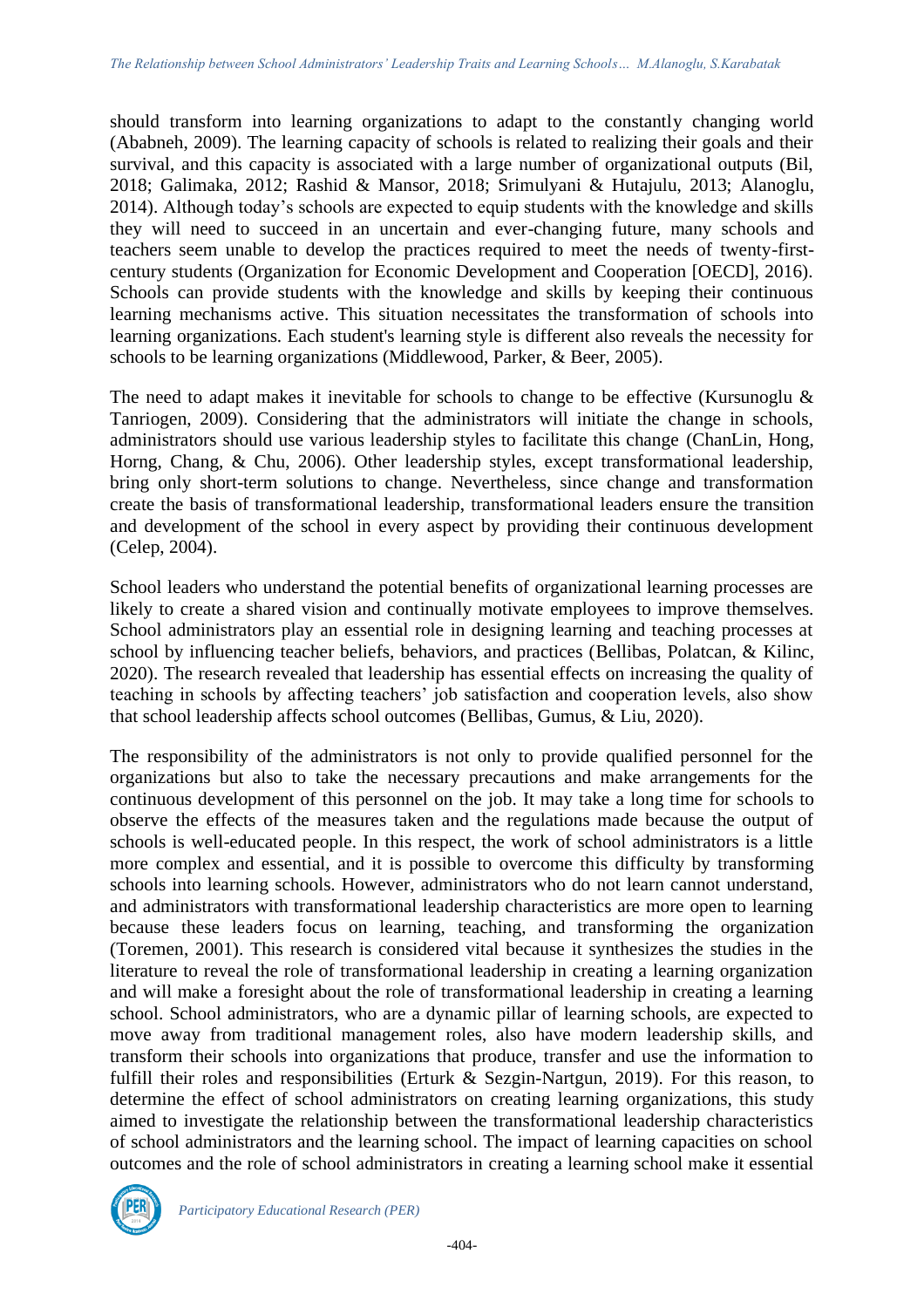should transform into learning organizations to adapt to the constantly changing world (Ababneh, 2009). The learning capacity of schools is related to realizing their goals and their survival, and this capacity is associated with a large number of organizational outputs (Bil, 2018; Galimaka, 2012; Rashid & Mansor, 2018; Srimulyani & Hutajulu, 2013; Alanoglu, 2014). Although today's schools are expected to equip students with the knowledge and skills they will need to succeed in an uncertain and ever-changing future, many schools and teachers seem unable to develop the practices required to meet the needs of twenty-first-century students (Organization for Economic Development and Cooperation [OECD], 2016). Schools can provide students with the knowledge and skills by keeping their continuous learning mechanisms active. This situation necessitates the transformation of schools into learning organizations. Each student's learning style is different also reveals the necessity for schools to be learning organizations (Middlewood, Parker, & Beer, 2005).

The need to adapt makes it inevitable for schools to change to be effective (Kursunoglu & Tanriogen, 2009). Considering that the administrators will initiate the change in schools, administrators should use various leadership styles to facilitate this change (ChanLin, Hong, Horng, Chang, & Chu, 2006). Other leadership styles, except transformational leadership, bring only short-term solutions to change. Nevertheless, since change and transformation create the basis of transformational leadership, transformational leaders ensure the transition and development of the school in every aspect by providing their continuous development (Celep, 2004).

School leaders who understand the potential benefits of organizational learning processes are likely to create a shared vision and continually motivate employees to improve themselves. School administrators play an essential role in designing learning and teaching processes at school by influencing teacher beliefs, behaviors, and practices (Bellibas, Polatcan, & Kilinc, 2020). The research revealed that leadership has essential effects on increasing the quality of teaching in schools by affecting teachers' job satisfaction and cooperation levels, also show that school leadership affects school outcomes (Bellibas, Gumus, & Liu, 2020).

The responsibility of the administrators is not only to provide qualified personnel for the organizations but also to take the necessary precautions and make arrangements for the continuous development of this personnel on the job. It may take a long time for schools to observe the effects of the measures taken and the regulations made because the output of schools is well-educated people. In this respect, the work of school administrators is a little more complex and essential, and it is possible to overcome this difficulty by transforming schools into learning schools. However, administrators who do not learn cannot understand, and administrators with transformational leadership characteristics are more open to learning because these leaders focus on learning, teaching, and transforming the organization (Toremen, 2001). This research is considered vital because it synthesizes the studies in the literature to reveal the role of transformational leadership in creating a learning organization and will make a foresight about the role of transformational leadership in creating a learning school. School administrators, who are a dynamic pillar of learning schools, are expected to move away from traditional management roles, also have modern leadership skills, and transform their schools into organizations that produce, transfer and use the information to fulfill their roles and responsibilities (Erturk & Sezgin-Nartgun, 2019). For this reason, to determine the effect of school administrators on creating learning organizations, this study aimed to investigate the relationship between the transformational leadership characteristics of school administrators and the learning school. The impact of learning capacities on school outcomes and the role of school administrators in creating a learning school make it essential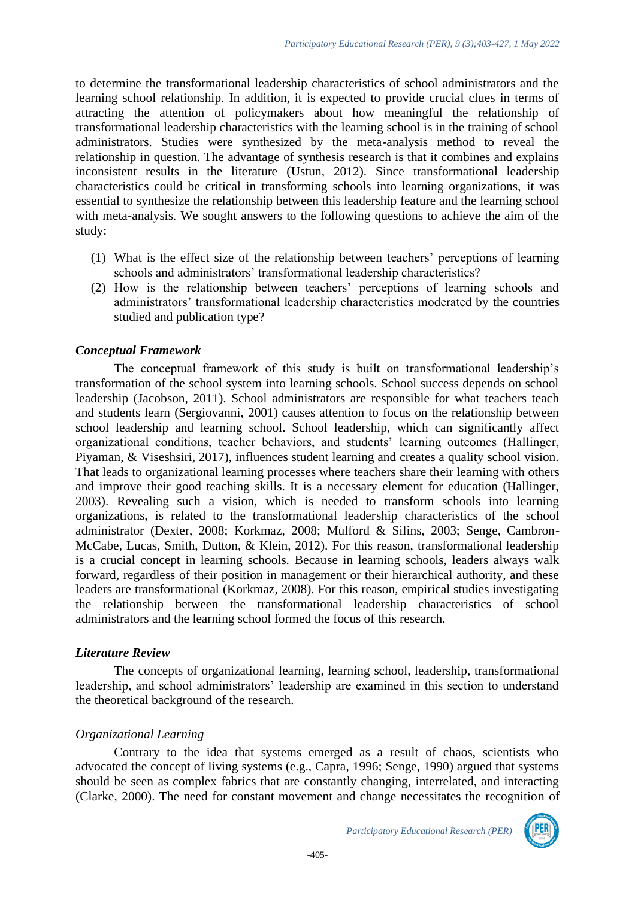to determine the transformational leadership characteristics of school administrators and the learning school relationship. In addition, it is expected to provide crucial clues in terms of attracting the attention of policymakers about how meaningful the relationship of transformational leadership characteristics with the learning school is in the training of school administrators. Studies were synthesized by the meta-analysis method to reveal the relationship in question. The advantage of synthesis research is that it combines and explains inconsistent results in the literature (Ustun, 2012). Since transformational leadership characteristics could be critical in transforming schools into learning organizations, it was essential to synthesize the relationship between this leadership feature and the learning school with meta-analysis. We sought answers to the following questions to achieve the aim of the study:

(1) What is the effect size of the relationship between teachers' perceptions of learning schools and administrators' transformational leadership characteristics?
(2) How is the relationship between teachers' perceptions of learning schools and administrators' transformational leadership characteristics moderated by the countries studied and publication type?

### *Conceptual Framework*

The conceptual framework of this study is built on transformational leadership's transformation of the school system into learning schools. School success depends on school leadership (Jacobson, 2011). School administrators are responsible for what teachers teach and students learn (Sergiovanni, 2001) causes attention to focus on the relationship between school leadership and learning school. School leadership, which can significantly affect organizational conditions, teacher behaviors, and students' learning outcomes (Hallinger, Piyaman, & Viseshsiri, 2017), influences student learning and creates a quality school vision. That leads to organizational learning processes where teachers share their learning with others and improve their good teaching skills. It is a necessary element for education (Hallinger, 2003). Revealing such a vision, which is needed to transform schools into learning organizations, is related to the transformational leadership characteristics of the school administrator (Dexter, 2008; Korkmaz, 2008; Mulford & Silins, 2003; Senge, Cambron-McCabe, Lucas, Smith, Dutton, & Klein, 2012). For this reason, transformational leadership is a crucial concept in learning schools. Because in learning schools, leaders always walk forward, regardless of their position in management or their hierarchical authority, and these leaders are transformational (Korkmaz, 2008). For this reason, empirical studies investigating the relationship between the transformational leadership characteristics of school administrators and the learning school formed the focus of this research.

### *Literature Review*

The concepts of organizational learning, learning school, leadership, transformational leadership, and school administrators' leadership are examined in this section to understand the theoretical background of the research.

#### *Organizational Learning*

Contrary to the idea that systems emerged as a result of chaos, scientists who advocated the concept of living systems (e.g., Capra, 1996; Senge, 1990) argued that systems should be seen as complex fabrics that are constantly changing, interrelated, and interacting (Clarke, 2000). The need for constant movement and change necessitates the recognition of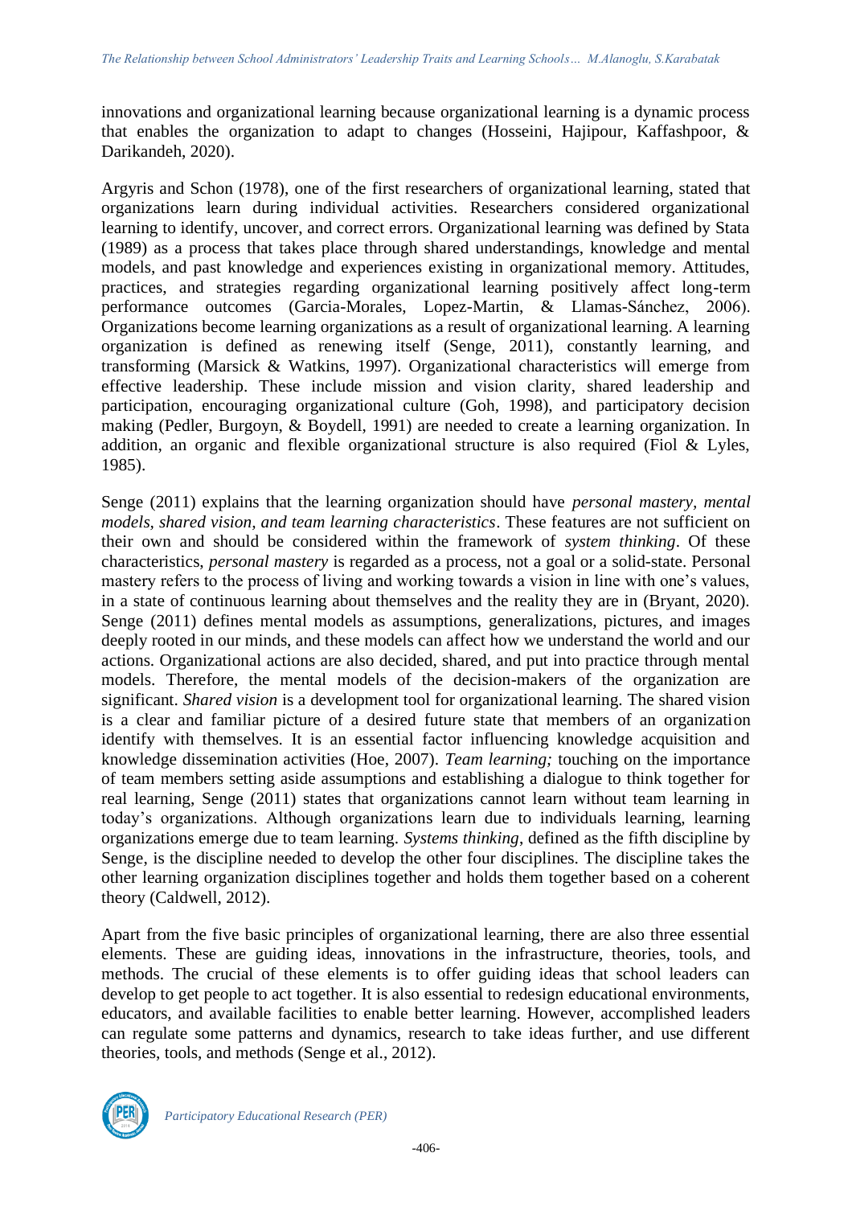innovations and organizational learning because organizational learning is a dynamic process that enables the organization to adapt to changes (Hosseini, Hajipour, Kaffashpoor, & Darikandeh, 2020).

Argyris and Schon (1978), one of the first researchers of organizational learning, stated that organizations learn during individual activities. Researchers considered organizational learning to identify, uncover, and correct errors. Organizational learning was defined by Stata (1989) as a process that takes place through shared understandings, knowledge and mental models, and past knowledge and experiences existing in organizational memory. Attitudes, practices, and strategies regarding organizational learning positively affect long-term performance outcomes (Garcia-Morales, Lopez-Martin, & Llamas-Sánchez, 2006). Organizations become learning organizations as a result of organizational learning. A learning organization is defined as renewing itself (Senge, 2011), constantly learning, and transforming (Marsick & Watkins, 1997). Organizational characteristics will emerge from effective leadership. These include mission and vision clarity, shared leadership and participation, encouraging organizational culture (Goh, 1998), and participatory decision making (Pedler, Burgoyn, & Boydell, 1991) are needed to create a learning organization. In addition, an organic and flexible organizational structure is also required (Fiol & Lyles, 1985).

Senge (2011) explains that the learning organization should have *personal mastery, mental models, shared vision, and team learning characteristics*. These features are not sufficient on their own and should be considered within the framework of *system thinking*. Of these characteristics, *personal mastery* is regarded as a process, not a goal or a solid-state. Personal mastery refers to the process of living and working towards a vision in line with one's values, in a state of continuous learning about themselves and the reality they are in (Bryant, 2020). Senge (2011) defines mental models as assumptions, generalizations, pictures, and images deeply rooted in our minds, and these models can affect how we understand the world and our actions. Organizational actions are also decided, shared, and put into practice through mental models. Therefore, the mental models of the decision-makers of the organization are significant. *Shared vision* is a development tool for organizational learning. The shared vision is a clear and familiar picture of a desired future state that members of an organization identify with themselves. It is an essential factor influencing knowledge acquisition and knowledge dissemination activities (Hoe, 2007). *Team learning;* touching on the importance of team members setting aside assumptions and establishing a dialogue to think together for real learning, Senge (2011) states that organizations cannot learn without team learning in today's organizations. Although organizations learn due to individuals learning, learning organizations emerge due to team learning. *Systems thinking*, defined as the fifth discipline by Senge, is the discipline needed to develop the other four disciplines. The discipline takes the other learning organization disciplines together and holds them together based on a coherent theory (Caldwell, 2012).

Apart from the five basic principles of organizational learning, there are also three essential elements. These are guiding ideas, innovations in the infrastructure, theories, tools, and methods. The crucial of these elements is to offer guiding ideas that school leaders can develop to get people to act together. It is also essential to redesign educational environments, educators, and available facilities to enable better learning. However, accomplished leaders can regulate some patterns and dynamics, research to take ideas further, and use different theories, tools, and methods (Senge et al., 2012).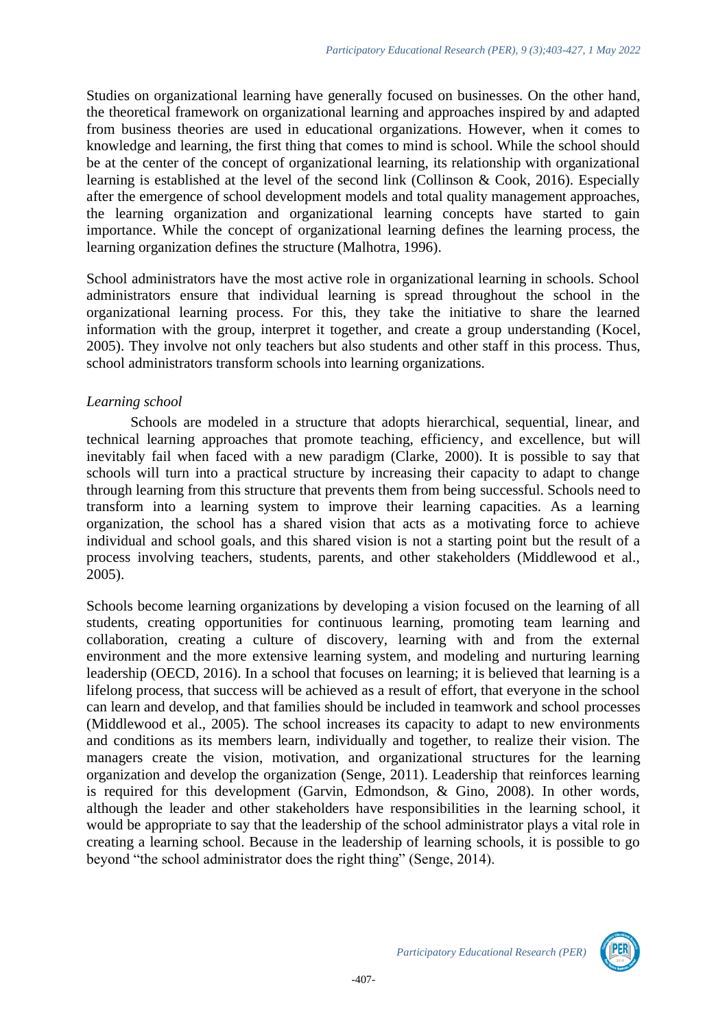Studies on organizational learning have generally focused on businesses. On the other hand, the theoretical framework on organizational learning and approaches inspired by and adapted from business theories are used in educational organizations. However, when it comes to knowledge and learning, the first thing that comes to mind is school. While the school should be at the center of the concept of organizational learning, its relationship with organizational learning is established at the level of the second link (Collinson & Cook, 2016). Especially after the emergence of school development models and total quality management approaches, the learning organization and organizational learning concepts have started to gain importance. While the concept of organizational learning defines the learning process, the learning organization defines the structure (Malhotra, 1996).

School administrators have the most active role in organizational learning in schools. School administrators ensure that individual learning is spread throughout the school in the organizational learning process. For this, they take the initiative to share the learned information with the group, interpret it together, and create a group understanding (Kocel, 2005). They involve not only teachers but also students and other staff in this process. Thus, school administrators transform schools into learning organizations.

*Learning school*

Schools are modeled in a structure that adopts hierarchical, sequential, linear, and technical learning approaches that promote teaching, efficiency, and excellence, but will inevitably fail when faced with a new paradigm (Clarke, 2000). It is possible to say that schools will turn into a practical structure by increasing their capacity to adapt to change through learning from this structure that prevents them from being successful. Schools need to transform into a learning system to improve their learning capacities. As a learning organization, the school has a shared vision that acts as a motivating force to achieve individual and school goals, and this shared vision is not a starting point but the result of a process involving teachers, students, parents, and other stakeholders (Middlewood et al., 2005).

Schools become learning organizations by developing a vision focused on the learning of all students, creating opportunities for continuous learning, promoting team learning and collaboration, creating a culture of discovery, learning with and from the external environment and the more extensive learning system, and modeling and nurturing learning leadership (OECD, 2016). In a school that focuses on learning; it is believed that learning is a lifelong process, that success will be achieved as a result of effort, that everyone in the school can learn and develop, and that families should be included in teamwork and school processes (Middlewood et al., 2005). The school increases its capacity to adapt to new environments and conditions as its members learn, individually and together, to realize their vision. The managers create the vision, motivation, and organizational structures for the learning organization and develop the organization (Senge, 2011). Leadership that reinforces learning is required for this development (Garvin, Edmondson, & Gino, 2008). In other words, although the leader and other stakeholders have responsibilities in the learning school, it would be appropriate to say that the leadership of the school administrator plays a vital role in creating a learning school. Because in the leadership of learning schools, it is possible to go beyond "the school administrator does the right thing" (Senge, 2014).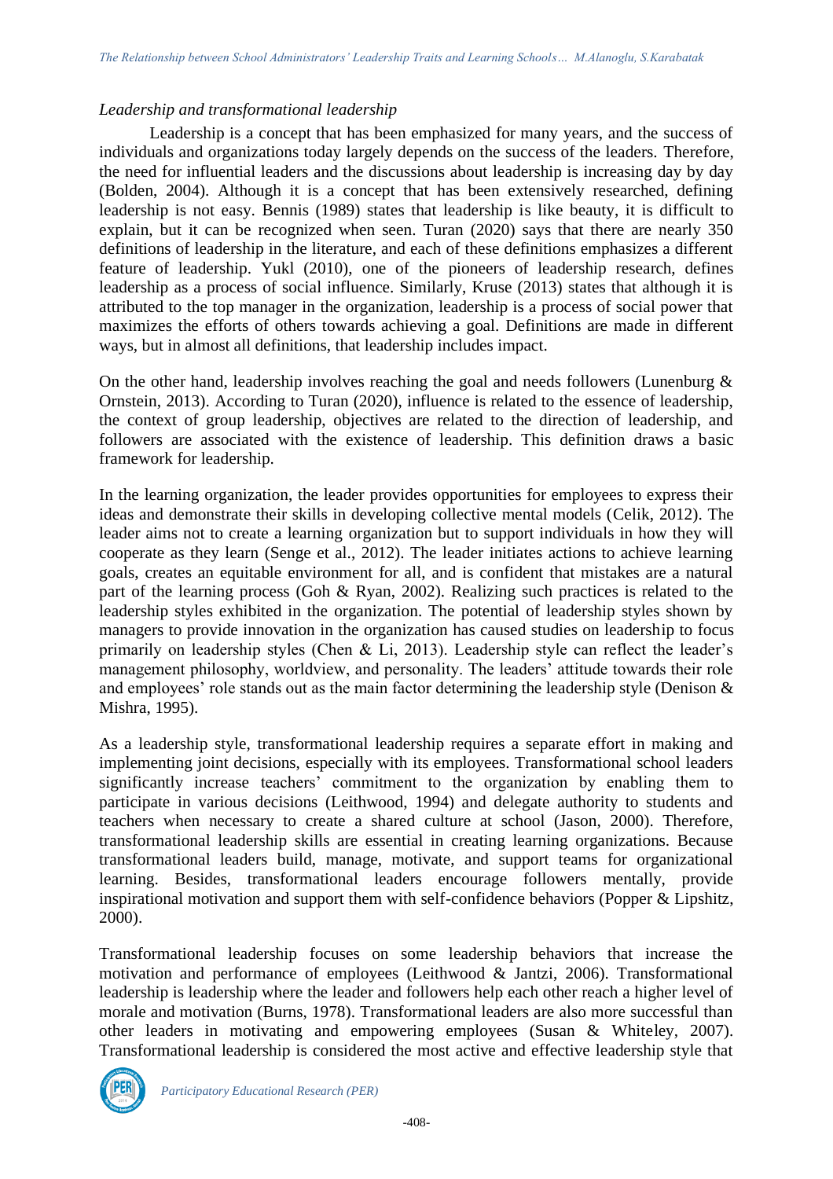### *Leadership and transformational leadership*

Leadership is a concept that has been emphasized for many years, and the success of individuals and organizations today largely depends on the success of the leaders. Therefore, the need for influential leaders and the discussions about leadership is increasing day by day (Bolden, 2004). Although it is a concept that has been extensively researched, defining leadership is not easy. Bennis (1989) states that leadership is like beauty, it is difficult to explain, but it can be recognized when seen. Turan (2020) says that there are nearly 350 definitions of leadership in the literature, and each of these definitions emphasizes a different feature of leadership. Yukl (2010), one of the pioneers of leadership research, defines leadership as a process of social influence. Similarly, Kruse (2013) states that although it is attributed to the top manager in the organization, leadership is a process of social power that maximizes the efforts of others towards achieving a goal. Definitions are made in different ways, but in almost all definitions, that leadership includes impact.

On the other hand, leadership involves reaching the goal and needs followers (Lunenburg & Ornstein, 2013). According to Turan (2020), influence is related to the essence of leadership, the context of group leadership, objectives are related to the direction of leadership, and followers are associated with the existence of leadership. This definition draws a basic framework for leadership.

In the learning organization, the leader provides opportunities for employees to express their ideas and demonstrate their skills in developing collective mental models (Celik, 2012). The leader aims not to create a learning organization but to support individuals in how they will cooperate as they learn (Senge et al., 2012). The leader initiates actions to achieve learning goals, creates an equitable environment for all, and is confident that mistakes are a natural part of the learning process (Goh & Ryan, 2002). Realizing such practices is related to the leadership styles exhibited in the organization. The potential of leadership styles shown by managers to provide innovation in the organization has caused studies on leadership to focus primarily on leadership styles (Chen & Li, 2013). Leadership style can reflect the leader's management philosophy, worldview, and personality. The leaders' attitude towards their role and employees' role stands out as the main factor determining the leadership style (Denison & Mishra, 1995).

As a leadership style, transformational leadership requires a separate effort in making and implementing joint decisions, especially with its employees. Transformational school leaders significantly increase teachers' commitment to the organization by enabling them to participate in various decisions (Leithwood, 1994) and delegate authority to students and teachers when necessary to create a shared culture at school (Jason, 2000). Therefore, transformational leadership skills are essential in creating learning organizations. Because transformational leaders build, manage, motivate, and support teams for organizational learning. Besides, transformational leaders encourage followers mentally, provide inspirational motivation and support them with self-confidence behaviors (Popper & Lipshitz, 2000).

Transformational leadership focuses on some leadership behaviors that increase the motivation and performance of employees (Leithwood & Jantzi, 2006). Transformational leadership is leadership where the leader and followers help each other reach a higher level of morale and motivation (Burns, 1978). Transformational leaders are also more successful than other leaders in motivating and empowering employees (Susan & Whiteley, 2007). Transformational leadership is considered the most active and effective leadership style that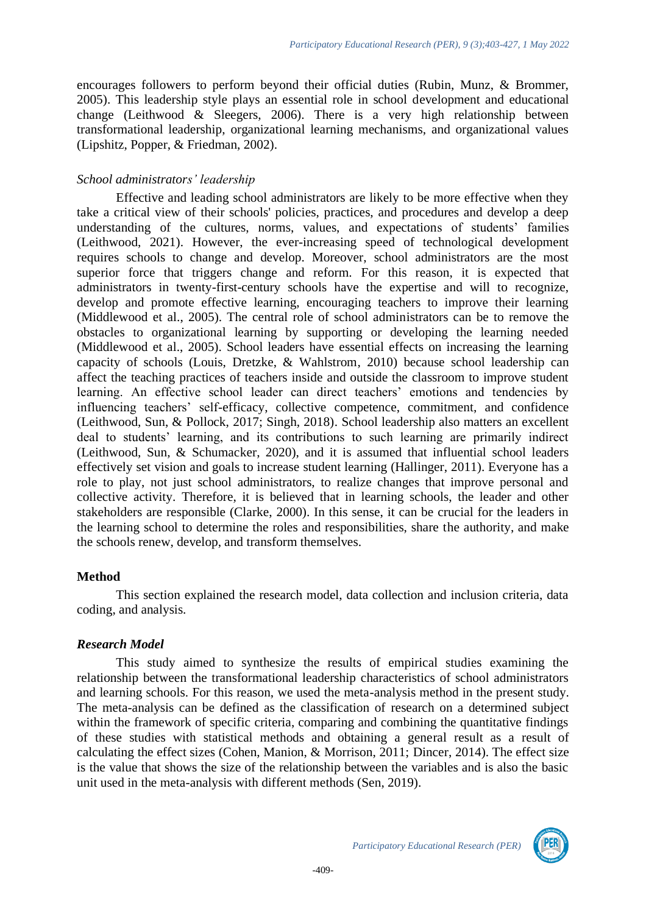encourages followers to perform beyond their official duties (Rubin, Munz, & Brommer, 2005). This leadership style plays an essential role in school development and educational change (Leithwood & Sleegers, 2006). There is a very high relationship between transformational leadership, organizational learning mechanisms, and organizational values (Lipshitz, Popper, & Friedman, 2002).

*School administrators' leadership*

Effective and leading school administrators are likely to be more effective when they take a critical view of their schools' policies, practices, and procedures and develop a deep understanding of the cultures, norms, values, and expectations of students' families (Leithwood, 2021). However, the ever-increasing speed of technological development requires schools to change and develop. Moreover, school administrators are the most superior force that triggers change and reform. For this reason, it is expected that administrators in twenty-first-century schools have the expertise and will to recognize, develop and promote effective learning, encouraging teachers to improve their learning (Middlewood et al., 2005). The central role of school administrators can be to remove the obstacles to organizational learning by supporting or developing the learning needed (Middlewood et al., 2005). School leaders have essential effects on increasing the learning capacity of schools (Louis, Dretzke, & Wahlstrom, 2010) because school leadership can affect the teaching practices of teachers inside and outside the classroom to improve student learning. An effective school leader can direct teachers' emotions and tendencies by influencing teachers' self-efficacy, collective competence, commitment, and confidence (Leithwood, Sun, & Pollock, 2017; Singh, 2018). School leadership also matters an excellent deal to students' learning, and its contributions to such learning are primarily indirect (Leithwood, Sun, & Schumacker, 2020), and it is assumed that influential school leaders effectively set vision and goals to increase student learning (Hallinger, 2011). Everyone has a role to play, not just school administrators, to realize changes that improve personal and collective activity. Therefore, it is believed that in learning schools, the leader and other stakeholders are responsible (Clarke, 2000). In this sense, it can be crucial for the leaders in the learning school to determine the roles and responsibilities, share the authority, and make the schools renew, develop, and transform themselves.

## Method

This section explained the research model, data collection and inclusion criteria, data coding, and analysis.

### *Research Model*

This study aimed to synthesize the results of empirical studies examining the relationship between the transformational leadership characteristics of school administrators and learning schools. For this reason, we used the meta-analysis method in the present study. The meta-analysis can be defined as the classification of research on a determined subject within the framework of specific criteria, comparing and combining the quantitative findings of these studies with statistical methods and obtaining a general result as a result of calculating the effect sizes (Cohen, Manion, & Morrison, 2011; Dincer, 2014). The effect size is the value that shows the size of the relationship between the variables and is also the basic unit used in the meta-analysis with different methods (Sen, 2019).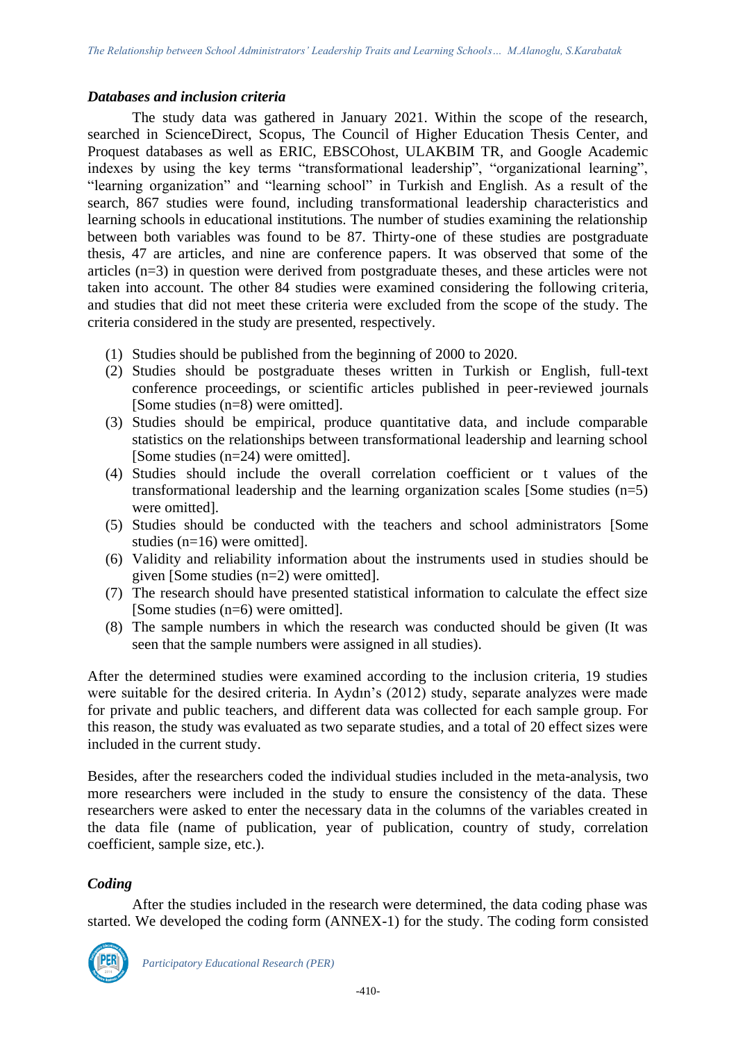### *Databases and inclusion criteria*

The study data was gathered in January 2021. Within the scope of the research, searched in ScienceDirect, Scopus, The Council of Higher Education Thesis Center, and Proquest databases as well as ERIC, EBSCOhost, ULAKBIM TR, and Google Academic indexes by using the key terms "transformational leadership", "organizational learning", "learning organization" and "learning school" in Turkish and English. As a result of the search, 867 studies were found, including transformational leadership characteristics and learning schools in educational institutions. The number of studies examining the relationship between both variables was found to be 87. Thirty-one of these studies are postgraduate thesis, 47 are articles, and nine are conference papers. It was observed that some of the articles (n=3) in question were derived from postgraduate theses, and these articles were not taken into account. The other 84 studies were examined considering the following criteria, and studies that did not meet these criteria were excluded from the scope of the study. The criteria considered in the study are presented, respectively.

1. Studies should be published from the beginning of 2000 to 2020.
2. Studies should be postgraduate theses written in Turkish or English, full-text conference proceedings, or scientific articles published in peer-reviewed journals [Some studies (n=8) were omitted].
3. Studies should be empirical, produce quantitative data, and include comparable statistics on the relationships between transformational leadership and learning school [Some studies (n=24) were omitted].
4. Studies should include the overall correlation coefficient or t values of the transformational leadership and the learning organization scales [Some studies (n=5) were omitted].
5. Studies should be conducted with the teachers and school administrators [Some studies (n=16) were omitted].
6. Validity and reliability information about the instruments used in studies should be given [Some studies (n=2) were omitted].
7. The research should have presented statistical information to calculate the effect size [Some studies (n=6) were omitted].
8. The sample numbers in which the research was conducted should be given (It was seen that the sample numbers were assigned in all studies).

After the determined studies were examined according to the inclusion criteria, 19 studies were suitable for the desired criteria. In Aydın's (2012) study, separate analyzes were made for private and public teachers, and different data was collected for each sample group. For this reason, the study was evaluated as two separate studies, and a total of 20 effect sizes were included in the current study.

Besides, after the researchers coded the individual studies included in the meta-analysis, two more researchers were included in the study to ensure the consistency of the data. These researchers were asked to enter the necessary data in the columns of the variables created in the data file (name of publication, year of publication, country of study, correlation coefficient, sample size, etc.).

### *Coding*

After the studies included in the research were determined, the data coding phase was started. We developed the coding form (ANNEX-1) for the study. The coding form consisted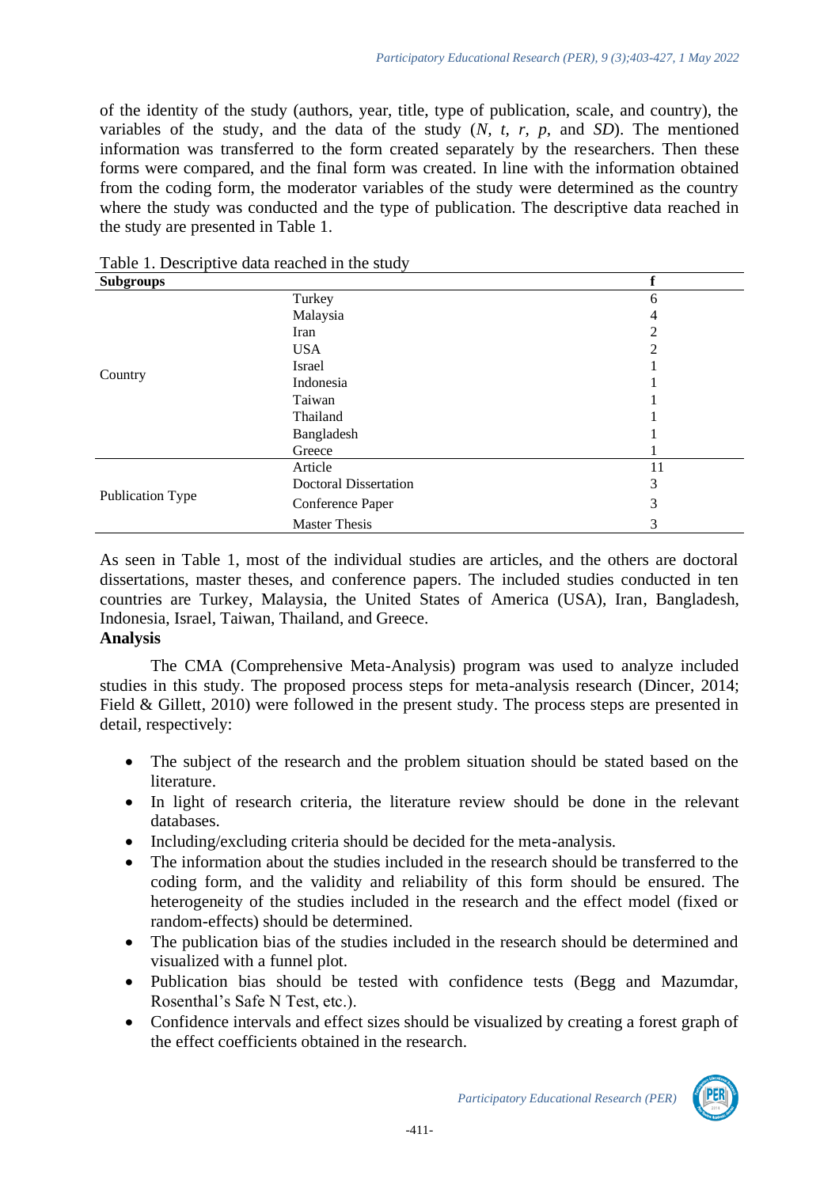of the identity of the study (authors, year, title, type of publication, scale, and country), the variables of the study, and the data of the study (*N*, *t*, *r*, *p*, and *SD*). The mentioned information was transferred to the form created separately by the researchers. Then these forms were compared, and the final form was created. In line with the information obtained from the coding form, the moderator variables of the study were determined as the country where the study was conducted and the type of publication. The descriptive data reached in the study are presented in Table 1.

Table 1. Descriptive data reached in the study

| Subgroups | | f |
|---|---|---|
| Country | Turkey | 6 |
| | Malaysia | 4 |
| | Iran | 2 |
| | USA | 2 |
| | Israel | 1 |
| | Indonesia | 1 |
| | Taiwan | 1 |
| | Thailand | 1 |
| | Bangladesh | 1 |
| | Greece | 1 |
| Publication Type | Article | 11 |
| | Doctoral Dissertation | 3 |
| | Conference Paper | 3 |
| | Master Thesis | 3 |

As seen in Table 1, most of the individual studies are articles, and the others are doctoral dissertations, master theses, and conference papers. The included studies conducted in ten countries are Turkey, Malaysia, the United States of America (USA), Iran, Bangladesh, Indonesia, Israel, Taiwan, Thailand, and Greece.

**Analysis**

The CMA (Comprehensive Meta-Analysis) program was used to analyze included studies in this study. The proposed process steps for meta-analysis research (Dincer, 2014; Field & Gillett, 2010) were followed in the present study. The process steps are presented in detail, respectively:

- The subject of the research and the problem situation should be stated based on the literature.
- In light of research criteria, the literature review should be done in the relevant databases.
- Including/excluding criteria should be decided for the meta-analysis.
- The information about the studies included in the research should be transferred to the coding form, and the validity and reliability of this form should be ensured. The heterogeneity of the studies included in the research and the effect model (fixed or random-effects) should be determined.
- The publication bias of the studies included in the research should be determined and visualized with a funnel plot.
- Publication bias should be tested with confidence tests (Begg and Mazumdar, Rosenthal's Safe N Test, etc.).
- Confidence intervals and effect sizes should be visualized by creating a forest graph of the effect coefficients obtained in the research.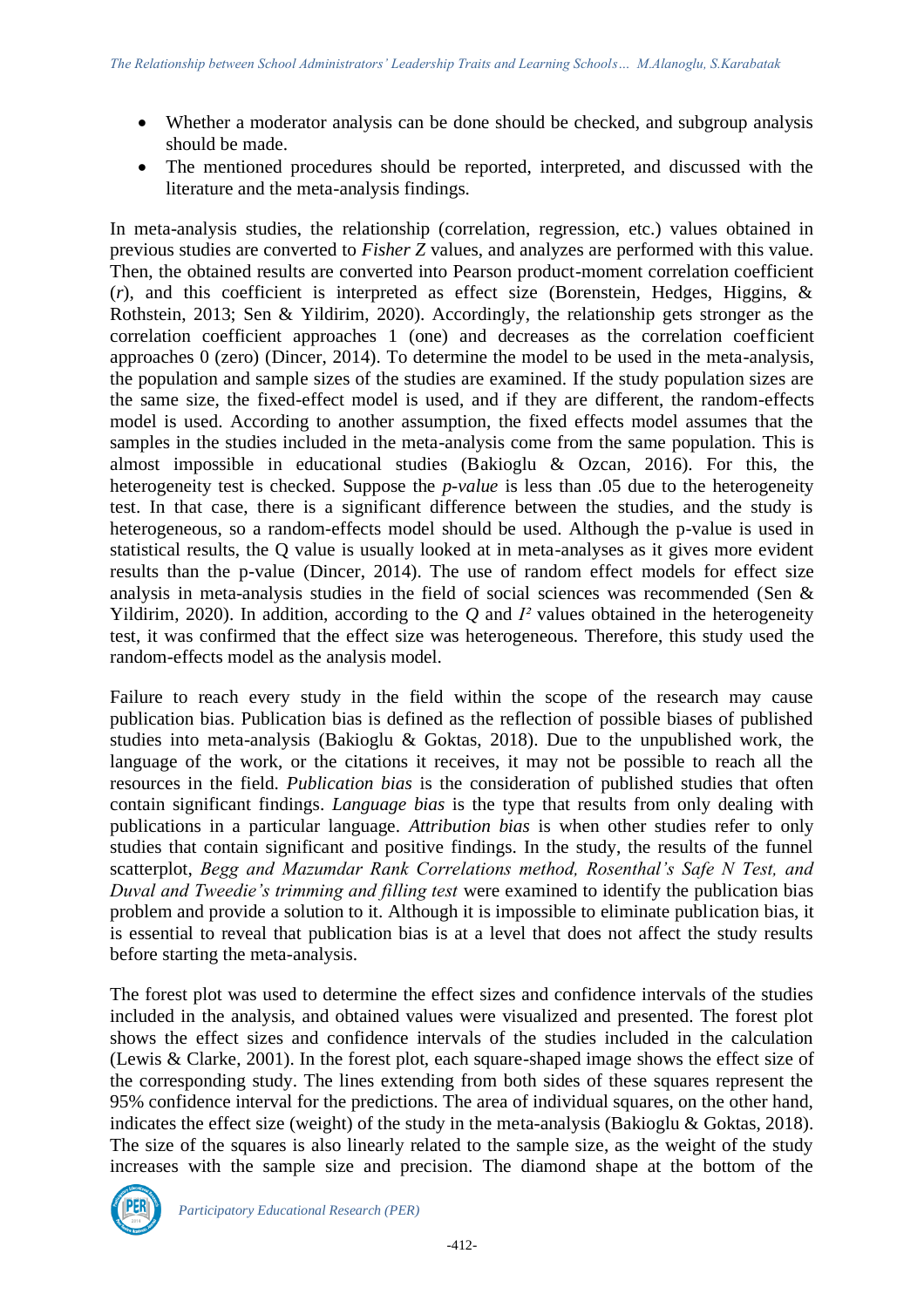- Whether a moderator analysis can be done should be checked, and subgroup analysis should be made.
- The mentioned procedures should be reported, interpreted, and discussed with the literature and the meta-analysis findings.

In meta-analysis studies, the relationship (correlation, regression, etc.) values obtained in previous studies are converted to *Fisher Z* values, and analyzes are performed with this value. Then, the obtained results are converted into Pearson product-moment correlation coefficient (*r*), and this coefficient is interpreted as effect size (Borenstein, Hedges, Higgins, & Rothstein, 2013; Sen & Yildirim, 2020). Accordingly, the relationship gets stronger as the correlation coefficient approaches 1 (one) and decreases as the correlation coefficient approaches 0 (zero) (Dincer, 2014). To determine the model to be used in the meta-analysis, the population and sample sizes of the studies are examined. If the study population sizes are the same size, the fixed-effect model is used, and if they are different, the random-effects model is used. According to another assumption, the fixed effects model assumes that the samples in the studies included in the meta-analysis come from the same population. This is almost impossible in educational studies (Bakioglu & Ozcan, 2016). For this, the heterogeneity test is checked. Suppose the *p-value* is less than .05 due to the heterogeneity test. In that case, there is a significant difference between the studies, and the study is heterogeneous, so a random-effects model should be used. Although the p-value is used in statistical results, the Q value is usually looked at in meta-analyses as it gives more evident results than the p-value (Dincer, 2014). The use of random effect models for effect size analysis in meta-analysis studies in the field of social sciences was recommended (Sen & Yildirim, 2020). In addition, according to the $Q$ and $I^2$ values obtained in the heterogeneity test, it was confirmed that the effect size was heterogeneous. Therefore, this study used the random-effects model as the analysis model.

Failure to reach every study in the field within the scope of the research may cause publication bias. Publication bias is defined as the reflection of possible biases of published studies into meta-analysis (Bakioglu & Goktas, 2018). Due to the unpublished work, the language of the work, or the citations it receives, it may not be possible to reach all the resources in the field. *Publication bias* is the consideration of published studies that often contain significant findings. *Language bias* is the type that results from only dealing with publications in a particular language. *Attribution bias* is when other studies refer to only studies that contain significant and positive findings. In the study, the results of the funnel scatterplot, *Begg and Mazumdar Rank Correlations method, Rosenthal's Safe N Test, and Duval and Tweedie's trimming and filling test* were examined to identify the publication bias problem and provide a solution to it. Although it is impossible to eliminate publication bias, it is essential to reveal that publication bias is at a level that does not affect the study results before starting the meta-analysis.

The forest plot was used to determine the effect sizes and confidence intervals of the studies included in the analysis, and obtained values were visualized and presented. The forest plot shows the effect sizes and confidence intervals of the studies included in the calculation (Lewis & Clarke, 2001). In the forest plot, each square-shaped image shows the effect size of the corresponding study. The lines extending from both sides of these squares represent the 95% confidence interval for the predictions. The area of individual squares, on the other hand, indicates the effect size (weight) of the study in the meta-analysis (Bakioglu & Goktas, 2018). The size of the squares is also linearly related to the sample size, as the weight of the study increases with the sample size and precision. The diamond shape at the bottom of the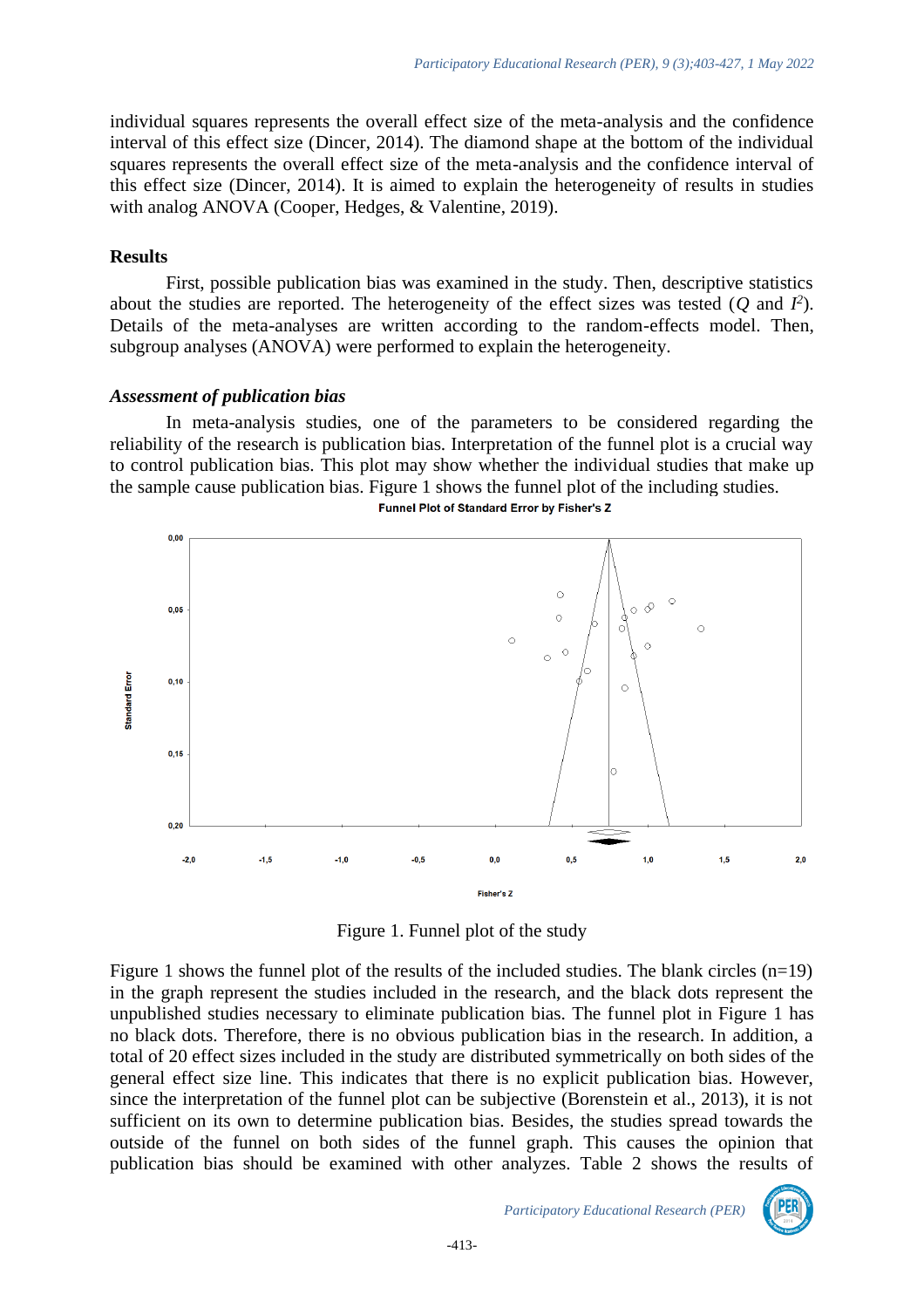individual squares represents the overall effect size of the meta-analysis and the confidence interval of this effect size (Dincer, 2014). The diamond shape at the bottom of the individual squares represents the overall effect size of the meta-analysis and the confidence interval of this effect size (Dincer, 2014). It is aimed to explain the heterogeneity of results in studies with analog ANOVA (Cooper, Hedges, & Valentine, 2019).

## Results

First, possible publication bias was examined in the study. Then, descriptive statistics about the studies are reported. The heterogeneity of the effect sizes was tested ($Q$ and $I^2$). Details of the meta-analyses are written according to the random-effects model. Then, subgroup analyses (ANOVA) were performed to explain the heterogeneity.

### *Assessment of publication bias*

In meta-analysis studies, one of the parameters to be considered regarding the reliability of the research is publication bias. Interpretation of the funnel plot is a crucial way to control publication bias. This plot may show whether the individual studies that make up the sample cause publication bias. Figure 1 shows the funnel plot of the including studies.

Figure 1. Funnel plot of the study

Figure 1 shows the funnel plot of the results of the included studies. The blank circles (n=19) in the graph represent the studies included in the research, and the black dots represent the unpublished studies necessary to eliminate publication bias. The funnel plot in Figure 1 has no black dots. Therefore, there is no obvious publication bias in the research. In addition, a total of 20 effect sizes included in the study are distributed symmetrically on both sides of the general effect size line. This indicates that there is no explicit publication bias. However, since the interpretation of the funnel plot can be subjective (Borenstein et al., 2013), it is not sufficient on its own to determine publication bias. Besides, the studies spread towards the outside of the funnel on both sides of the funnel graph. This causes the opinion that publication bias should be examined with other analyzes. Table 2 shows the results of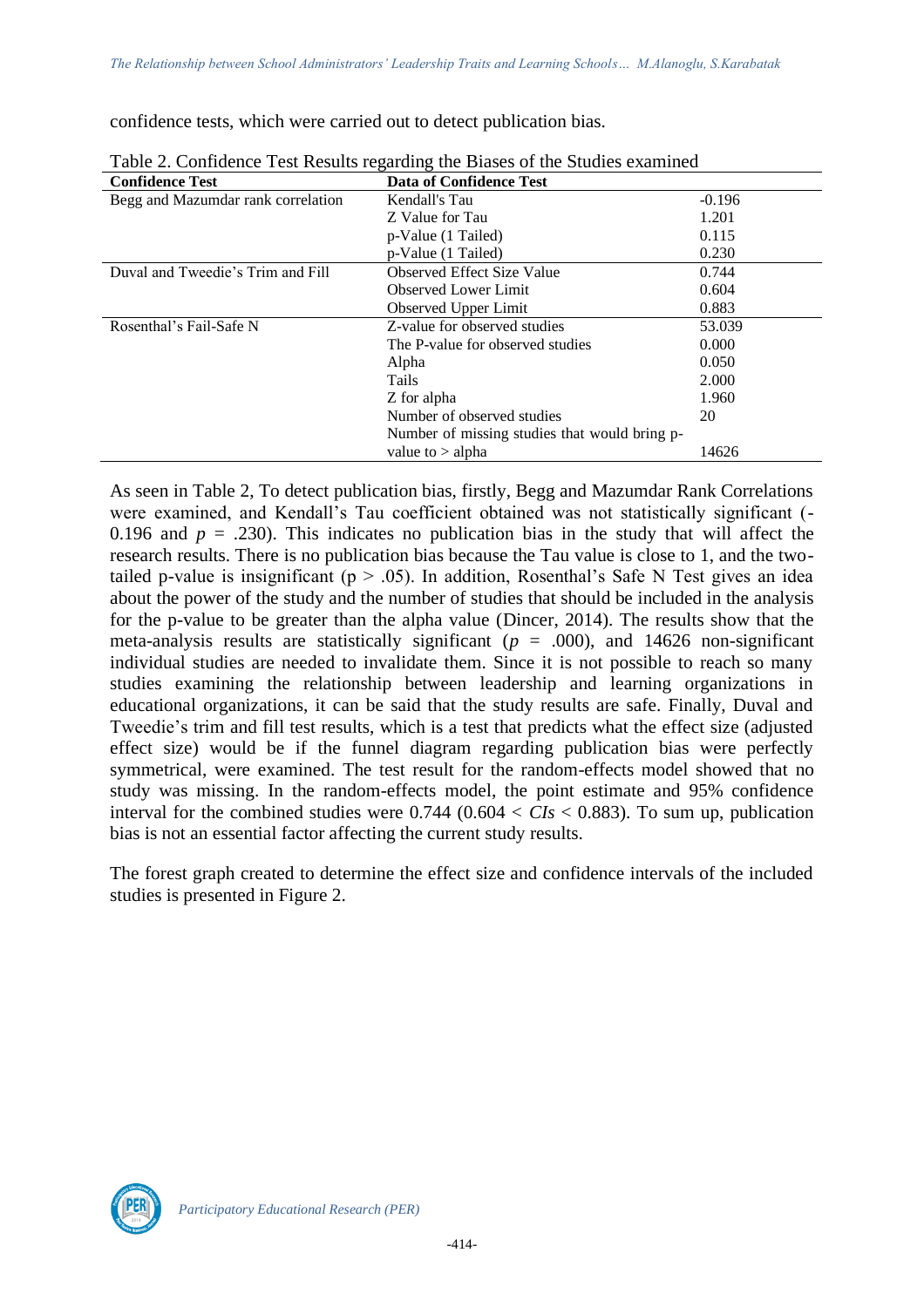confidence tests, which were carried out to detect publication bias.

Table 2. Confidence Test Results regarding the Biases of the Studies examined

| Confidence Test | Data of Confidence Test | |
|---|---|---|
| Begg and Mazumdar rank correlation | Kendall's Tau | -0.196 |
| | Z Value for Tau | 1.201 |
| | p-Value (1 Tailed) | 0.115 |
| | p-Value (1 Tailed) | 0.230 |
| Duval and Tweedie's Trim and Fill | Observed Effect Size Value | 0.744 |
| | Observed Lower Limit | 0.604 |
| | Observed Upper Limit | 0.883 |
| Rosenthal's Fail-Safe N | Z-value for observed studies | 53.039 |
| | The P-value for observed studies | 0.000 |
| | Alpha | 0.050 |
| | Tails | 2.000 |
| | Z for alpha | 1.960 |
| | Number of observed studies | 20 |
| | Number of missing studies that would bring p-value to > alpha | 14626 |

As seen in Table 2, To detect publication bias, firstly, Begg and Mazumdar Rank Correlations were examined, and Kendall's Tau coefficient obtained was not statistically significant (-0.196 and $p$ = .230). This indicates no publication bias in the study that will affect the research results. There is no publication bias because the Tau value is close to 1, and the two-tailed p-value is insignificant ($p > .05$). In addition, Rosenthal's Safe N Test gives an idea about the power of the study and the number of studies that should be included in the analysis for the p-value to be greater than the alpha value (Dincer, 2014). The results show that the meta-analysis results are statistically significant ($p$ = .000), and 14626 non-significant individual studies are needed to invalidate them. Since it is not possible to reach so many studies examining the relationship between leadership and learning organizations in educational organizations, it can be said that the study results are safe. Finally, Duval and Tweedie's trim and fill test results, which is a test that predicts what the effect size (adjusted effect size) would be if the funnel diagram regarding publication bias were perfectly symmetrical, were examined. The test result for the random-effects model showed that no study was missing. In the random-effects model, the point estimate and 95% confidence interval for the combined studies were 0.744 (0.604 < *CIs* < 0.883). To sum up, publication bias is not an essential factor affecting the current study results.

The forest graph created to determine the effect size and confidence intervals of the included studies is presented in Figure 2.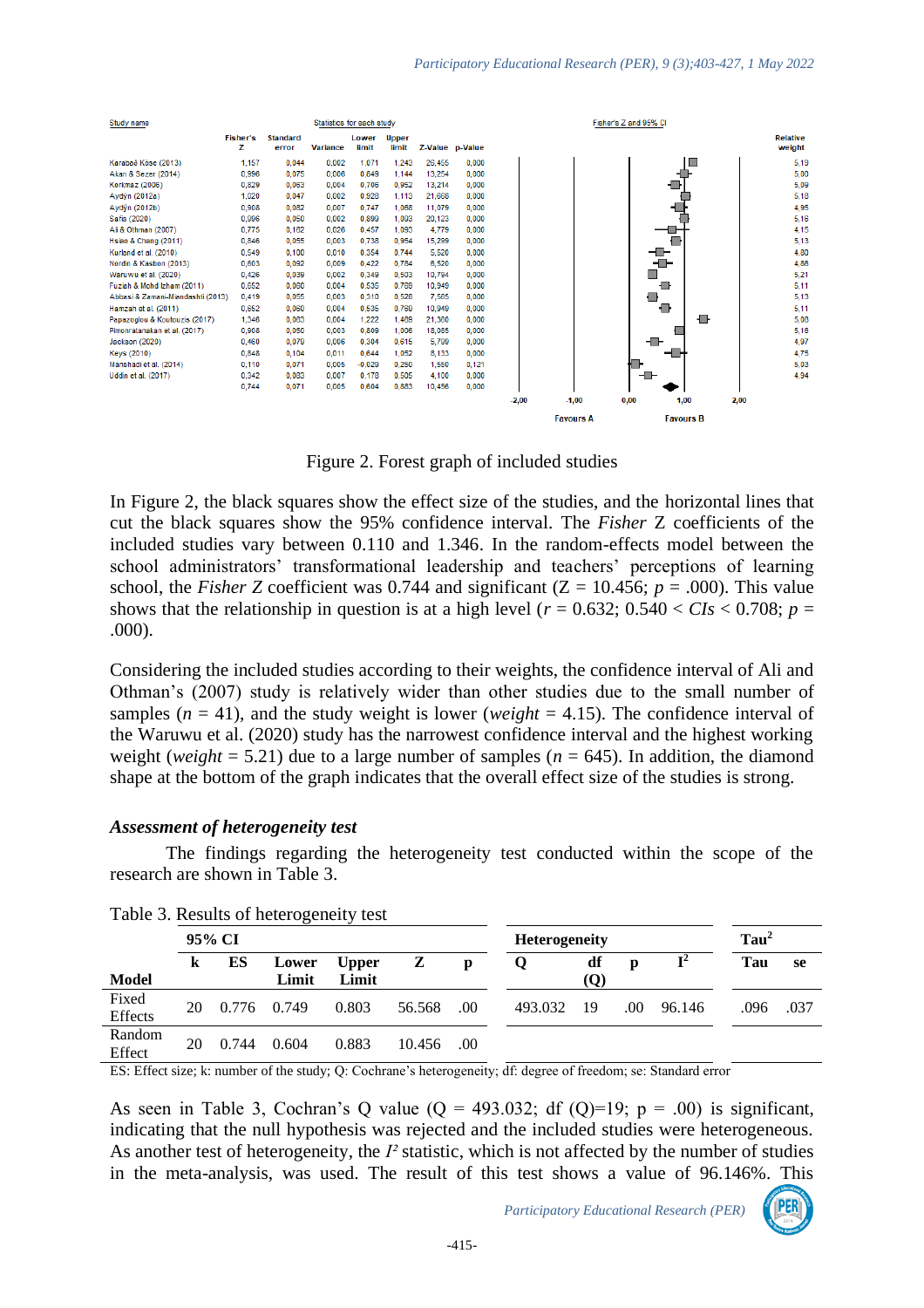| Study name | Fisher's Z | Standard error | Variance | Lower limit | Upper limit | Z-Value | p-Value | Relative weight |
|---|---|---|---|---|---|---|---|---|
| Karabağ Köse (2013) | 1,157 | 0,044 | 0,002 | 1,071 | 1,243 | 26,455 | 0,000 | 5,19 |
| Akan & Sezer (2014) | 0,996 | 0,075 | 0,006 | 0,849 | 1,144 | 13,254 | 0,000 | 5,00 |
| Korkmaz (2006) | 0,829 | 0,063 | 0,004 | 0,706 | 0,952 | 13,214 | 0,000 | 5,09 |
| Aydýn (2012a) | 1,020 | 0,047 | 0,002 | 0,928 | 1,113 | 21,688 | 0,000 | 5,18 |
| Aydýn (2012b) | 0,908 | 0,082 | 0,007 | 0,747 | 1,068 | 11,079 | 0,000 | 4,95 |
| Safa (2020) | 0,996 | 0,050 | 0,002 | 0,899 | 1,093 | 20,123 | 0,000 | 5,16 |
| Ali & Othman (2007) | 0,775 | 0,162 | 0,026 | 0,457 | 1,093 | 4,779 | 0,000 | 4,15 |
| Hsiao & Chang (2011) | 0,846 | 0,055 | 0,003 | 0,738 | 0,954 | 15,299 | 0,000 | 5,13 |
| Kurland et al. (2010) | 0,549 | 0,100 | 0,010 | 0,354 | 0,744 | 5,520 | 0,000 | 4,80 |
| Nordin & Kasbon (2013) | 0,603 | 0,092 | 0,009 | 0,422 | 0,784 | 6,520 | 0,000 | 4,86 |
| Waruwu et al. (2020) | 0,426 | 0,039 | 0,002 | 0,349 | 0,503 | 10,794 | 0,000 | 5,21 |
| Fuziah & Mohd Izham (2011) | 0,652 | 0,060 | 0,004 | 0,535 | 0,769 | 10,949 | 0,000 | 5,11 |
| Abbasi & Zamani-Miandashti (2013) | 0,419 | 0,055 | 0,003 | 0,310 | 0,528 | 7,585 | 0,000 | 5,13 |
| Hamzah et al. (2011) | 0,652 | 0,060 | 0,004 | 0,535 | 0,769 | 10,949 | 0,000 | 5,11 |
| Papazoglou & Koutouzis (2017) | 1,346 | 0,063 | 0,004 | 1,222 | 1,469 | 21,360 | 0,000 | 5,08 |
| Pimonratanakan et al. (2017) | 0,908 | 0,050 | 0,003 | 0,809 | 1,006 | 18,085 | 0,000 | 5,16 |
| Jackson (2020) | 0,460 | 0,079 | 0,006 | 0,304 | 0,615 | 5,799 | 0,000 | 4,97 |
| Keys (2010) | 0,848 | 0,104 | 0,011 | 0,644 | 1,052 | 8,133 | 0,000 | 4,75 |
| Manshadi et al. (2014) | 0,110 | 0,071 | 0,005 | -0,029 | 0,250 | 1,550 | 0,121 | 5,03 |
| Uddin et al. (2017) | 0,342 | 0,083 | 0,007 | 0,178 | 0,505 | 4,100 | 0,000 | 4,94 |
| | 0,744 | 0,071 | 0,005 | 0,604 | 0,883 | 10,456 | 0,000 | |

Figure 2. Forest graph of included studies

In Figure 2, the black squares show the effect size of the studies, and the horizontal lines that cut the black squares show the 95% confidence interval. The *Fisher* Z coefficients of the included studies vary between 0.110 and 1.346. In the random-effects model between the school administrators' transformational leadership and teachers' perceptions of learning school, the *Fisher Z* coefficient was 0.744 and significant ($Z = 10.456$; $p = .000$). This value shows that the relationship in question is at a high level ($r = 0.632$; $0.540 < CIs < 0.708$; $p = .000$).

Considering the included studies according to their weights, the confidence interval of Ali and Othman's (2007) study is relatively wider than other studies due to the small number of samples ($n = 41$), and the study weight is lower (*weight* = 4.15). The confidence interval of the Waruwu et al. (2020) study has the narrowest confidence interval and the highest working weight (*weight* = 5.21) due to a large number of samples ($n = 645$). In addition, the diamond shape at the bottom of the graph indicates that the overall effect size of the studies is strong.

### *Assessment of heterogeneity test*

The findings regarding the heterogeneity test conducted within the scope of the research are shown in Table 3.

Table 3. Results of heterogeneity test

| | 95% CI | | | | | | Heterogeneity | | | | Tau² | |
|---|---|---|---|---|---|---|---|---|---|---|---|---|
| **Model** | **k** | **ES** | **Lower Limit** | **Upper Limit** | **Z** | **p** | **Q** | **df (Q)** | **p** | **I²** | **Tau** | **se** |
| Fixed Effects | 20 | 0.776 | 0.749 | 0.803 | 56.568 | .00 | 493.032 | 19 | .00 | 96.146 | .096 | .037 |
| Random Effect | 20 | 0.744 | 0.604 | 0.883 | 10.456 | .00 | | | | | | |

ES: Effect size; k: number of the study; Q: Cochrane's heterogeneity; df: degree of freedom; se: Standard error

As seen in Table 3, Cochran's Q value ($Q = 493.032$; $df (Q)=19$; $p = .00$) is significant, indicating that the null hypothesis was rejected and the included studies were heterogeneous. As another test of heterogeneity, the $I^2$ statistic, which is not affected by the number of studies in the meta-analysis, was used. The result of this test shows a value of 96.146%. This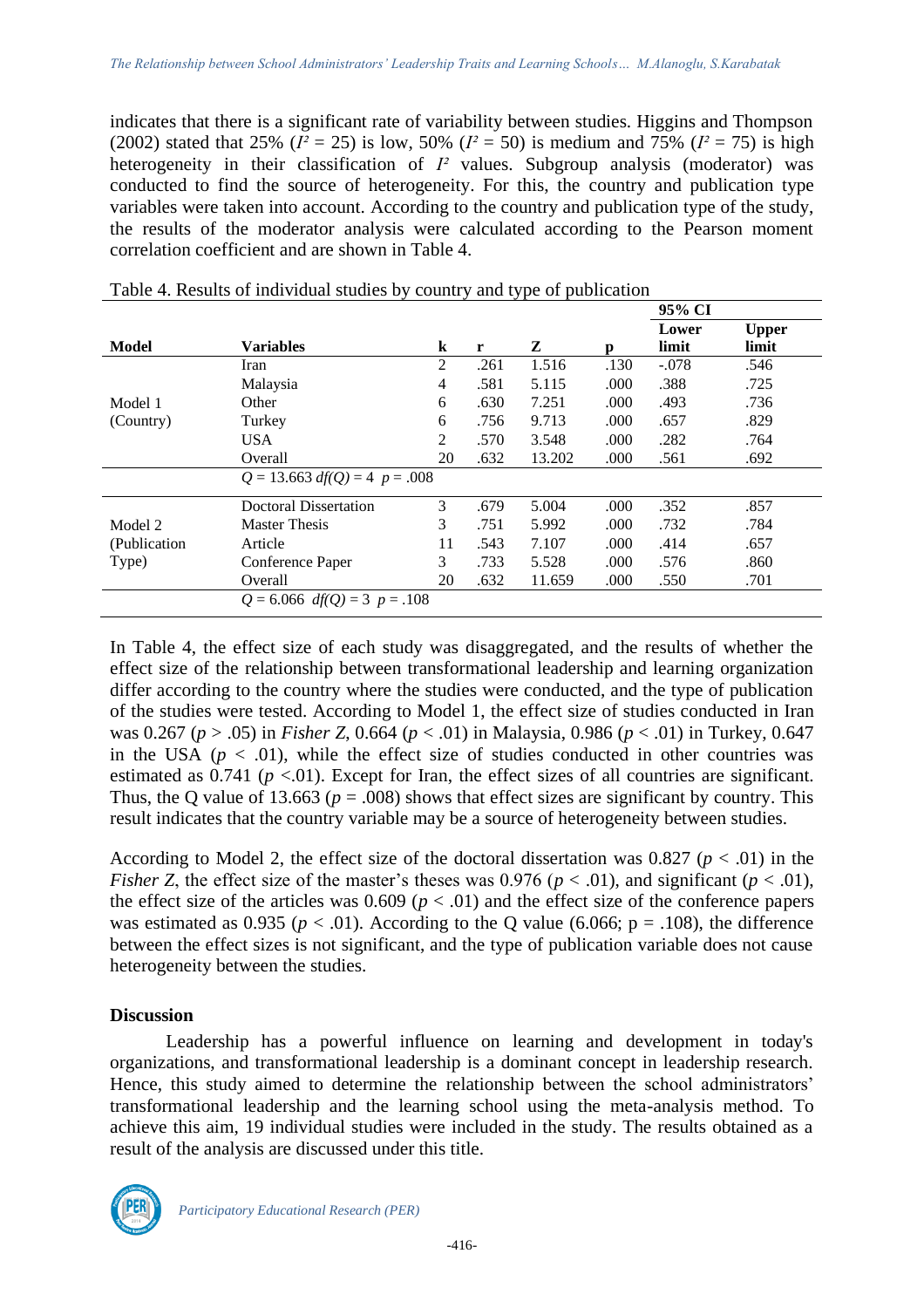indicates that there is a significant rate of variability between studies. Higgins and Thompson (2002) stated that 25% ($I^2$ = 25) is low, 50% ($I^2$ = 50) is medium and 75% ($I^2$ = 75) is high heterogeneity in their classification of $I^2$ values. Subgroup analysis (moderator) was conducted to find the source of heterogeneity. For this, the country and publication type variables were taken into account. According to the country and publication type of the study, the results of the moderator analysis were calculated according to the Pearson moment correlation coefficient and are shown in Table 4.

Table 4. Results of individual studies by country and type of publication

| Model | Variables | k | r | Z | p | 95% CI Lower limit | 95% CI Upper limit |
|---|---|---|---|---|---|---|---|
| Model 1 (Country) | Iran | 2 | .261 | 1.516 | .130 | -.078 | .546 |
| | Malaysia | 4 | .581 | 5.115 | .000 | .388 | .725 |
| | Other | 6 | .630 | 7.251 | .000 | .493 | .736 |
| | Turkey | 6 | .756 | 9.713 | .000 | .657 | .829 |
| | USA | 2 | .570 | 3.548 | .000 | .282 | .764 |
| | Overall | 20 | .632 | 13.202 | .000 | .561 | .692 |
| | $Q$ = 13.663 $df(Q)$ = 4 $p$ = .008 | | | | | | |
| Model 2 (Publication Type) | Doctoral Dissertation | 3 | .679 | 5.004 | .000 | .352 | .857 |
| | Master Thesis | 3 | .751 | 5.992 | .000 | .732 | .784 |
| | Article | 11 | .543 | 7.107 | .000 | .414 | .657 |
| | Conference Paper | 3 | .733 | 5.528 | .000 | .576 | .860 |
| | Overall | 20 | .632 | 11.659 | .000 | .550 | .701 |
| | $Q$ = 6.066 $df(Q)$ = 3 $p$ = .108 | | | | | | |

In Table 4, the effect size of each study was disaggregated, and the results of whether the effect size of the relationship between transformational leadership and learning organization differ according to the country where the studies were conducted, and the type of publication of the studies were tested. According to Model 1, the effect size of studies conducted in Iran was 0.267 ($p$ > .05) in *Fisher Z*, 0.664 ($p$ < .01) in Malaysia, 0.986 ($p$ < .01) in Turkey, 0.647 in the USA ($p$ < .01), while the effect size of studies conducted in other countries was estimated as 0.741 ($p$ <.01). Except for Iran, the effect sizes of all countries are significant. Thus, the Q value of 13.663 ($p$ = .008) shows that effect sizes are significant by country. This result indicates that the country variable may be a source of heterogeneity between studies.

According to Model 2, the effect size of the doctoral dissertation was 0.827 ($p$ < .01) in the *Fisher Z*, the effect size of the master's theses was 0.976 ($p$ < .01), and significant ($p$ < .01), the effect size of the articles was 0.609 ($p$ < .01) and the effect size of the conference papers was estimated as 0.935 ($p$ < .01). According to the Q value (6.066; p = .108), the difference between the effect sizes is not significant, and the type of publication variable does not cause heterogeneity between the studies.

## Discussion

Leadership has a powerful influence on learning and development in today's organizations, and transformational leadership is a dominant concept in leadership research. Hence, this study aimed to determine the relationship between the school administrators' transformational leadership and the learning school using the meta-analysis method. To achieve this aim, 19 individual studies were included in the study. The results obtained as a result of the analysis are discussed under this title.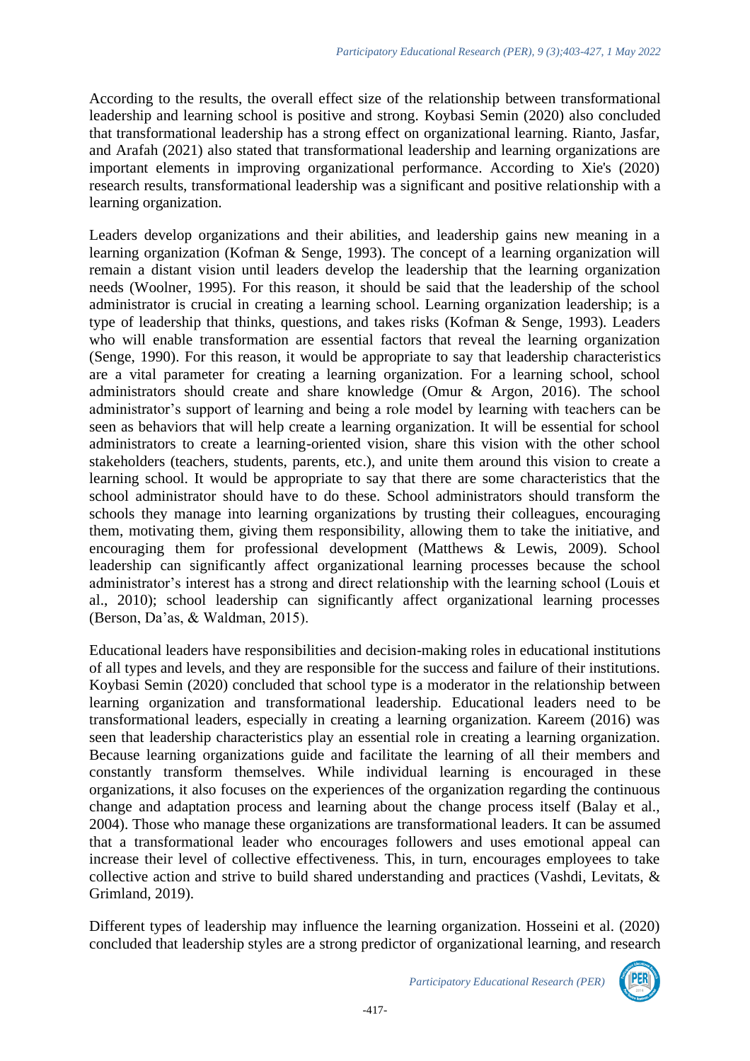According to the results, the overall effect size of the relationship between transformational leadership and learning school is positive and strong. Koybasi Semin (2020) also concluded that transformational leadership has a strong effect on organizational learning. Rianto, Jasfar, and Arafah (2021) also stated that transformational leadership and learning organizations are important elements in improving organizational performance. According to Xie's (2020) research results, transformational leadership was a significant and positive relationship with a learning organization.

Leaders develop organizations and their abilities, and leadership gains new meaning in a learning organization (Kofman & Senge, 1993). The concept of a learning organization will remain a distant vision until leaders develop the leadership that the learning organization needs (Woolner, 1995). For this reason, it should be said that the leadership of the school administrator is crucial in creating a learning school. Learning organization leadership; is a type of leadership that thinks, questions, and takes risks (Kofman & Senge, 1993). Leaders who will enable transformation are essential factors that reveal the learning organization (Senge, 1990). For this reason, it would be appropriate to say that leadership characteristics are a vital parameter for creating a learning organization. For a learning school, school administrators should create and share knowledge (Omur & Argon, 2016). The school administrator's support of learning and being a role model by learning with teachers can be seen as behaviors that will help create a learning organization. It will be essential for school administrators to create a learning-oriented vision, share this vision with the other school stakeholders (teachers, students, parents, etc.), and unite them around this vision to create a learning school. It would be appropriate to say that there are some characteristics that the school administrator should have to do these. School administrators should transform the schools they manage into learning organizations by trusting their colleagues, encouraging them, motivating them, giving them responsibility, allowing them to take the initiative, and encouraging them for professional development (Matthews & Lewis, 2009). School leadership can significantly affect organizational learning processes because the school administrator's interest has a strong and direct relationship with the learning school (Louis et al., 2010); school leadership can significantly affect organizational learning processes (Berson, Da'as, & Waldman, 2015).

Educational leaders have responsibilities and decision-making roles in educational institutions of all types and levels, and they are responsible for the success and failure of their institutions. Koybasi Semin (2020) concluded that school type is a moderator in the relationship between learning organization and transformational leadership. Educational leaders need to be transformational leaders, especially in creating a learning organization. Kareem (2016) was seen that leadership characteristics play an essential role in creating a learning organization. Because learning organizations guide and facilitate the learning of all their members and constantly transform themselves. While individual learning is encouraged in these organizations, it also focuses on the experiences of the organization regarding the continuous change and adaptation process and learning about the change process itself (Balay et al., 2004). Those who manage these organizations are transformational leaders. It can be assumed that a transformational leader who encourages followers and uses emotional appeal can increase their level of collective effectiveness. This, in turn, encourages employees to take collective action and strive to build shared understanding and practices (Vashdi, Levitats, & Grimland, 2019).

Different types of leadership may influence the learning organization. Hosseini et al. (2020) concluded that leadership styles are a strong predictor of organizational learning, and research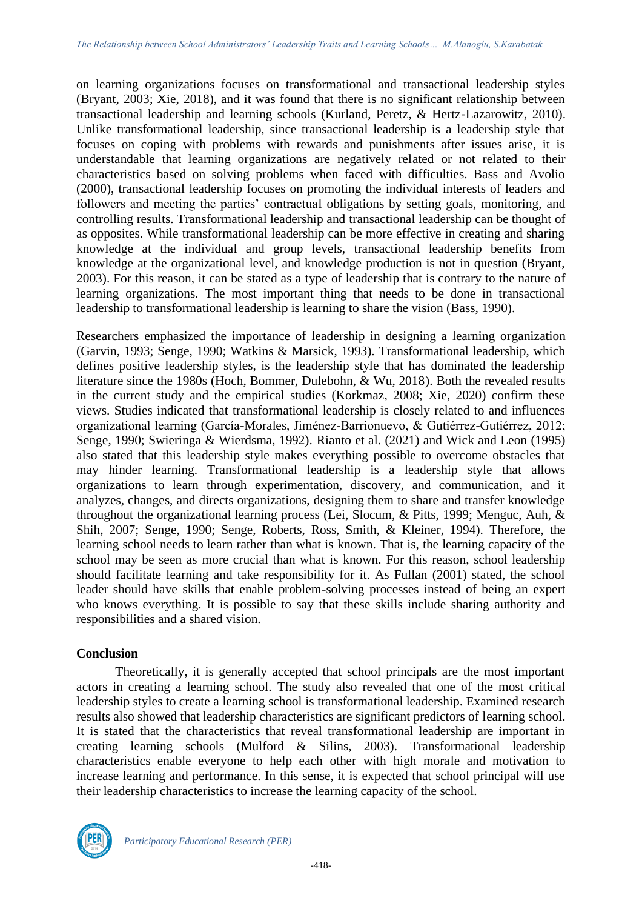on learning organizations focuses on transformational and transactional leadership styles (Bryant, 2003; Xie, 2018), and it was found that there is no significant relationship between transactional leadership and learning schools (Kurland, Peretz, & Hertz-Lazarowitz, 2010). Unlike transformational leadership, since transactional leadership is a leadership style that focuses on coping with problems with rewards and punishments after issues arise, it is understandable that learning organizations are negatively related or not related to their characteristics based on solving problems when faced with difficulties. Bass and Avolio (2000), transactional leadership focuses on promoting the individual interests of leaders and followers and meeting the parties' contractual obligations by setting goals, monitoring, and controlling results. Transformational leadership and transactional leadership can be thought of as opposites. While transformational leadership can be more effective in creating and sharing knowledge at the individual and group levels, transactional leadership benefits from knowledge at the organizational level, and knowledge production is not in question (Bryant, 2003). For this reason, it can be stated as a type of leadership that is contrary to the nature of learning organizations. The most important thing that needs to be done in transactional leadership to transformational leadership is learning to share the vision (Bass, 1990).

Researchers emphasized the importance of leadership in designing a learning organization (Garvin, 1993; Senge, 1990; Watkins & Marsick, 1993). Transformational leadership, which defines positive leadership styles, is the leadership style that has dominated the leadership literature since the 1980s (Hoch, Bommer, Dulebohn, & Wu, 2018). Both the revealed results in the current study and the empirical studies (Korkmaz, 2008; Xie, 2020) confirm these views. Studies indicated that transformational leadership is closely related to and influences organizational learning (García-Morales, Jiménez-Barrionuevo, & Gutiérrez-Gutiérrez, 2012; Senge, 1990; Swieringa & Wierdsma, 1992). Rianto et al. (2021) and Wick and Leon (1995) also stated that this leadership style makes everything possible to overcome obstacles that may hinder learning. Transformational leadership is a leadership style that allows organizations to learn through experimentation, discovery, and communication, and it analyzes, changes, and directs organizations, designing them to share and transfer knowledge throughout the organizational learning process (Lei, Slocum, & Pitts, 1999; Menguc, Auh, & Shih, 2007; Senge, 1990; Senge, Roberts, Ross, Smith, & Kleiner, 1994). Therefore, the learning school needs to learn rather than what is known. That is, the learning capacity of the school may be seen as more crucial than what is known. For this reason, school leadership should facilitate learning and take responsibility for it. As Fullan (2001) stated, the school leader should have skills that enable problem-solving processes instead of being an expert who knows everything. It is possible to say that these skills include sharing authority and responsibilities and a shared vision.

## Conclusion

Theoretically, it is generally accepted that school principals are the most important actors in creating a learning school. The study also revealed that one of the most critical leadership styles to create a learning school is transformational leadership. Examined research results also showed that leadership characteristics are significant predictors of learning school. It is stated that the characteristics that reveal transformational leadership are important in creating learning schools (Mulford & Silins, 2003). Transformational leadership characteristics enable everyone to help each other with high morale and motivation to increase learning and performance. In this sense, it is expected that school principal will use their leadership characteristics to increase the learning capacity of the school.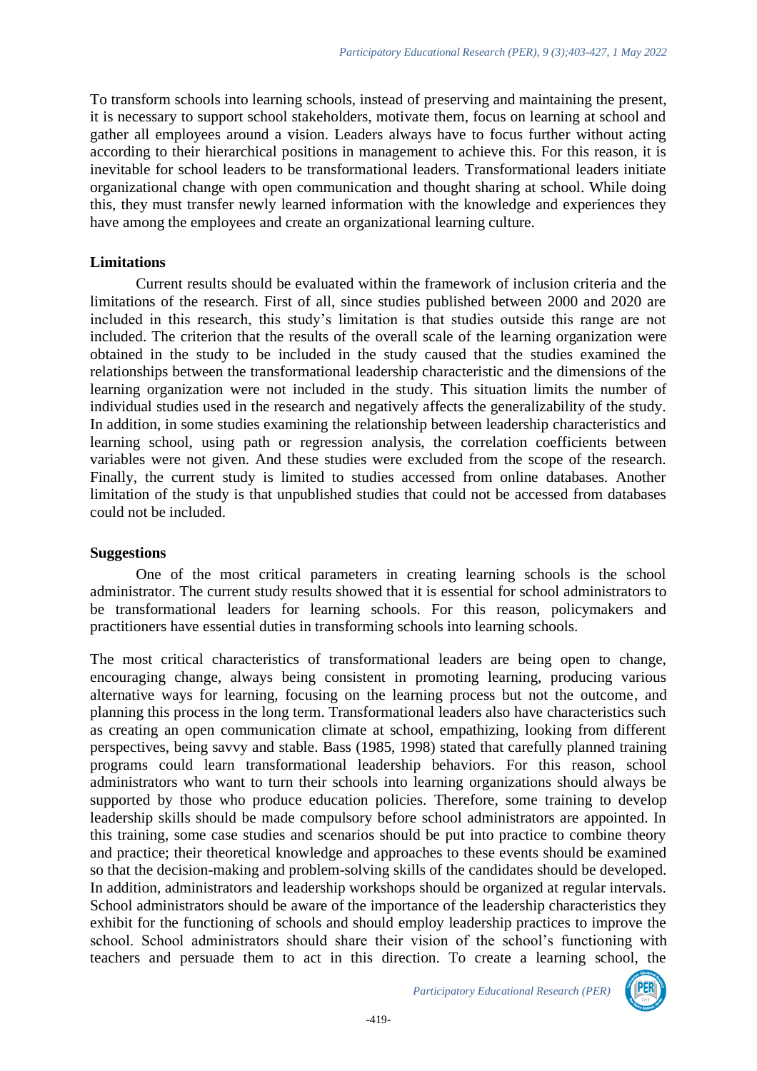To transform schools into learning schools, instead of preserving and maintaining the present, it is necessary to support school stakeholders, motivate them, focus on learning at school and gather all employees around a vision. Leaders always have to focus further without acting according to their hierarchical positions in management to achieve this. For this reason, it is inevitable for school leaders to be transformational leaders. Transformational leaders initiate organizational change with open communication and thought sharing at school. While doing this, they must transfer newly learned information with the knowledge and experiences they have among the employees and create an organizational learning culture.

## Limitations

Current results should be evaluated within the framework of inclusion criteria and the limitations of the research. First of all, since studies published between 2000 and 2020 are included in this research, this study's limitation is that studies outside this range are not included. The criterion that the results of the overall scale of the learning organization were obtained in the study to be included in the study caused that the studies examined the relationships between the transformational leadership characteristic and the dimensions of the learning organization were not included in the study. This situation limits the number of individual studies used in the research and negatively affects the generalizability of the study. In addition, in some studies examining the relationship between leadership characteristics and learning school, using path or regression analysis, the correlation coefficients between variables were not given. And these studies were excluded from the scope of the research. Finally, the current study is limited to studies accessed from online databases. Another limitation of the study is that unpublished studies that could not be accessed from databases could not be included.

## Suggestions

One of the most critical parameters in creating learning schools is the school administrator. The current study results showed that it is essential for school administrators to be transformational leaders for learning schools. For this reason, policymakers and practitioners have essential duties in transforming schools into learning schools.

The most critical characteristics of transformational leaders are being open to change, encouraging change, always being consistent in promoting learning, producing various alternative ways for learning, focusing on the learning process but not the outcome, and planning this process in the long term. Transformational leaders also have characteristics such as creating an open communication climate at school, empathizing, looking from different perspectives, being savvy and stable. Bass (1985, 1998) stated that carefully planned training programs could learn transformational leadership behaviors. For this reason, school administrators who want to turn their schools into learning organizations should always be supported by those who produce education policies. Therefore, some training to develop leadership skills should be made compulsory before school administrators are appointed. In this training, some case studies and scenarios should be put into practice to combine theory and practice; their theoretical knowledge and approaches to these events should be examined so that the decision-making and problem-solving skills of the candidates should be developed. In addition, administrators and leadership workshops should be organized at regular intervals. School administrators should be aware of the importance of the leadership characteristics they exhibit for the functioning of schools and should employ leadership practices to improve the school. School administrators should share their vision of the school's functioning with teachers and persuade them to act in this direction. To create a learning school, the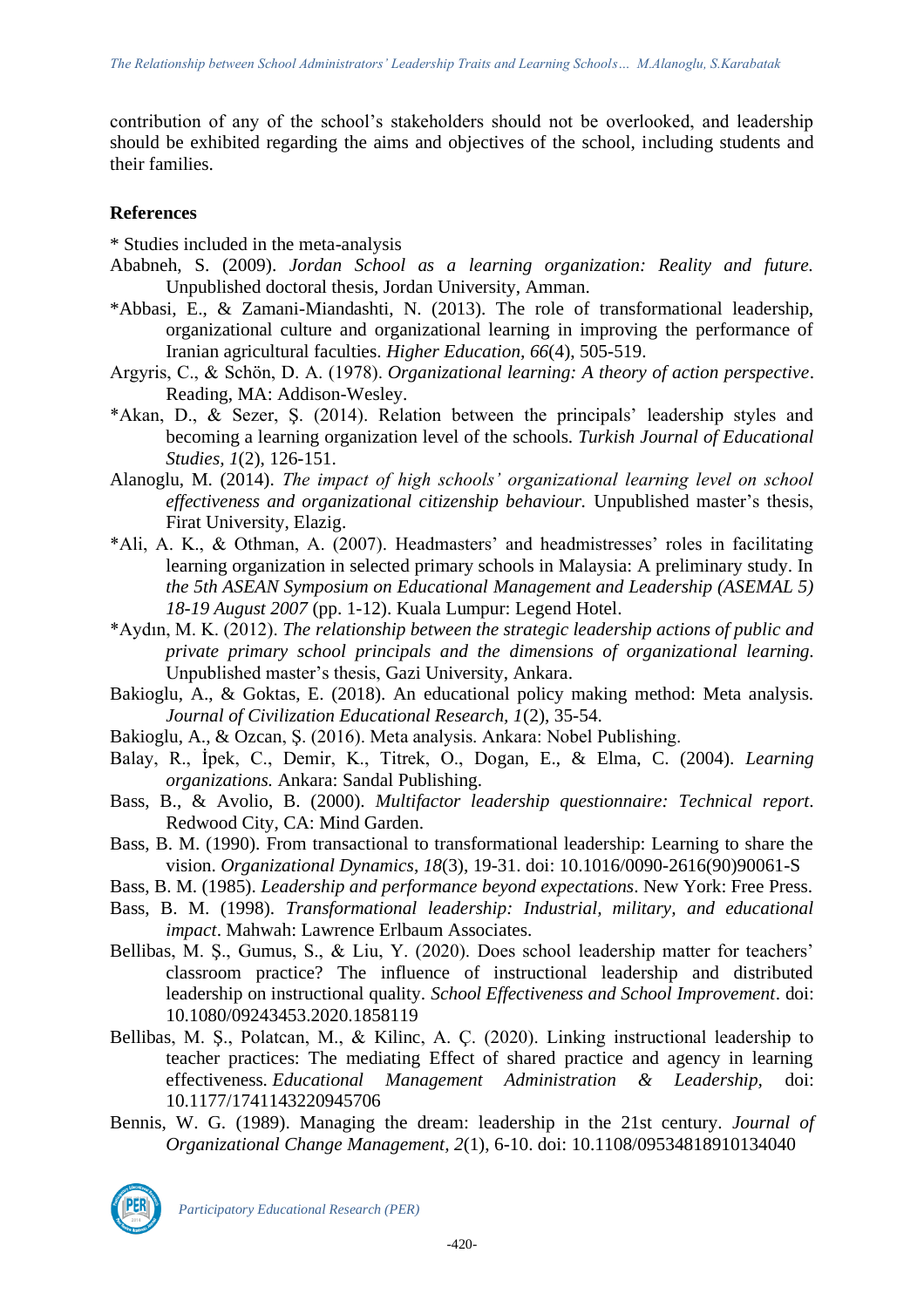contribution of any of the school's stakeholders should not be overlooked, and leadership should be exhibited regarding the aims and objectives of the school, including students and their families.

## References

* Studies included in the meta-analysis

Ababneh, S. (2009). *Jordan School as a learning organization: Reality and future.* Unpublished doctoral thesis, Jordan University, Amman.

*Abbasi, E., & Zamani-Miandashti, N. (2013). The role of transformational leadership, organizational culture and organizational learning in improving the performance of Iranian agricultural faculties. *Higher Education, 66*(4), 505-519.

Argyris, C., & Schön, D. A. (1978). *Organizational learning: A theory of action perspective*. Reading, MA: Addison-Wesley.

*Akan, D., & Sezer, Ş. (2014). Relation between the principals' leadership styles and becoming a learning organization level of the schools. *Turkish Journal of Educational Studies, 1*(2), 126-151.

Alanoglu, M. (2014). *The impact of high schools' organizational learning level on school effectiveness and organizational citizenship behaviour.* Unpublished master's thesis, Firat University, Elazig.

*Ali, A. K., & Othman, A. (2007). Headmasters' and headmistresses' roles in facilitating learning organization in selected primary schools in Malaysia: A preliminary study. In *the 5th ASEAN Symposium on Educational Management and Leadership (ASEMAL 5) 18-19 August 2007* (pp. 1-12). Kuala Lumpur: Legend Hotel.

*Aydın, M. K. (2012). *The relationship between the strategic leadership actions of public and private primary school principals and the dimensions of organizational learning.* Unpublished master's thesis, Gazi University, Ankara.

Bakioglu, A., & Goktas, E. (2018). An educational policy making method: Meta analysis. *Journal of Civilization Educational Research, 1*(2), 35-54.

Bakioglu, A., & Ozcan, Ş. (2016). Meta analysis. Ankara: Nobel Publishing.

Balay, R., İpek, C., Demir, K., Titrek, O., Dogan, E., & Elma, C. (2004). *Learning organizations.* Ankara: Sandal Publishing.

Bass, B., & Avolio, B. (2000). *Multifactor leadership questionnaire: Technical report*. Redwood City, CA: Mind Garden.

Bass, B. M. (1990). From transactional to transformational leadership: Learning to share the vision. *Organizational Dynamics*, *18*(3), 19-31. doi: 10.1016/0090-2616(90)90061-S

Bass, B. M. (1985). *Leadership and performance beyond expectations*. New York: Free Press.

Bass, B. M. (1998). *Transformational leadership: Industrial, military, and educational impact*. Mahwah: Lawrence Erlbaum Associates.

Bellibas, M. Ş., Gumus, S., & Liu, Y. (2020). Does school leadership matter for teachers' classroom practice? The influence of instructional leadership and distributed leadership on instructional quality. *School Effectiveness and School Improvement*. doi: 10.1080/09243453.2020.1858119

Bellibas, M. Ş., Polatcan, M., & Kilinc, A. Ç. (2020). Linking instructional leadership to teacher practices: The mediating Effect of shared practice and agency in learning effectiveness. *Educational Management Administration & Leadership,* doi: 10.1177/1741143220945706

Bennis, W. G. (1989). Managing the dream: leadership in the 21st century. *Journal of Organizational Change Management, 2*(1), 6-10. doi: 10.1108/09534818910134040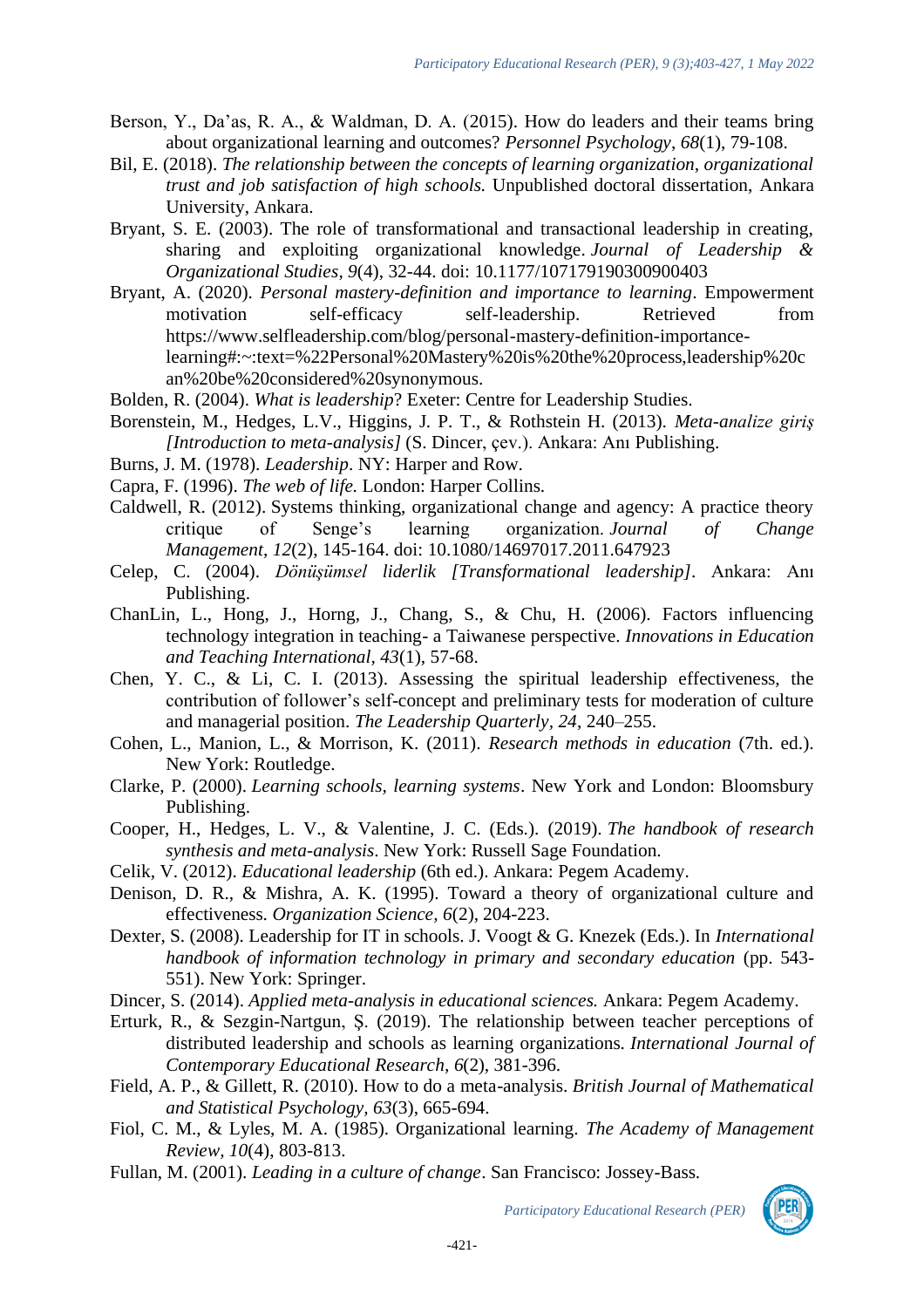Berson, Y., Da'as, R. A., & Waldman, D. A. (2015). How do leaders and their teams bring about organizational learning and outcomes? *Personnel Psychology*, *68*(1), 79-108.

Bil, E. (2018). *The relationship between the concepts of learning organization, organizational trust and job satisfaction of high schools.* Unpublished doctoral dissertation, Ankara University, Ankara.

Bryant, S. E. (2003). The role of transformational and transactional leadership in creating, sharing and exploiting organizational knowledge. *Journal of Leadership & Organizational Studies*, *9*(4), 32-44. doi: 10.1177/107179190300900403

Bryant, A. (2020). *Personal mastery-definition and importance to learning*. Empowerment motivation self-efficacy self-leadership. Retrieved from https://www.selfleadership.com/blog/personal-mastery-definition-importance-learning#:~:text=%22Personal%20Mastery%20is%20the%20process,leadership%20can%20be%20considered%20synonymous.

Bolden, R. (2004). *What is leadership*? Exeter: Centre for Leadership Studies.

Borenstein, M., Hedges, L.V., Higgins, J. P. T., & Rothstein H. (2013). *Meta-analize giriş [Introduction to meta-analysis]* (S. Dincer, çev.). Ankara: Anı Publishing.

Burns, J. M. (1978). *Leadership*. NY: Harper and Row.

Capra, F. (1996). *The web of life.* London: Harper Collins.

Caldwell, R. (2012). Systems thinking, organizational change and agency: A practice theory critique of Senge's learning organization. *Journal of Change Management*, *12*(2), 145-164. doi: 10.1080/14697017.2011.647923

Celep, C. (2004). *Dönüşümsel liderlik [Transformational leadership]*. Ankara: Anı Publishing.

ChanLin, L., Hong, J., Horng, J., Chang, S., & Chu, H. (2006). Factors influencing technology integration in teaching- a Taiwanese perspective. *Innovations in Education and Teaching International*, *43*(1), 57-68.

Chen, Y. C., & Li, C. I. (2013). Assessing the spiritual leadership effectiveness, the contribution of follower's self-concept and preliminary tests for moderation of culture and managerial position. *The Leadership Quarterly*, *24*, 240–255.

Cohen, L., Manion, L., & Morrison, K. (2011). *Research methods in education* (7th. ed.). New York: Routledge.

Clarke, P. (2000). *Learning schools, learning systems*. New York and London: Bloomsbury Publishing.

Cooper, H., Hedges, L. V., & Valentine, J. C. (Eds.). (2019). *The handbook of research synthesis and meta-analysis*. New York: Russell Sage Foundation.

Celik, V. (2012). *Educational leadership* (6th ed.). Ankara: Pegem Academy.

Denison, D. R., & Mishra, A. K. (1995). Toward a theory of organizational culture and effectiveness. *Organization Science, 6*(2), 204-223.

Dexter, S. (2008). Leadership for IT in schools. J. Voogt & G. Knezek (Eds.). In *International handbook of information technology in primary and secondary education* (pp. 543-551). New York: Springer.

Dincer, S. (2014). *Applied meta-analysis in educational sciences.* Ankara: Pegem Academy.

Erturk, R., & Sezgin-Nartgun, Ş. (2019). The relationship between teacher perceptions of distributed leadership and schools as learning organizations. *International Journal of Contemporary Educational Research*, *6*(2), 381-396.

Field, A. P., & Gillett, R. (2010). How to do a meta-analysis. *British Journal of Mathematical and Statistical Psychology*, *63*(3), 665-694.

Fiol, C. M., & Lyles, M. A. (1985). Organizational learning. *The Academy of Management Review*, *10*(4), 803-813.

Fullan, M. (2001). *Leading in a culture of change*. San Francisco: Jossey-Bass.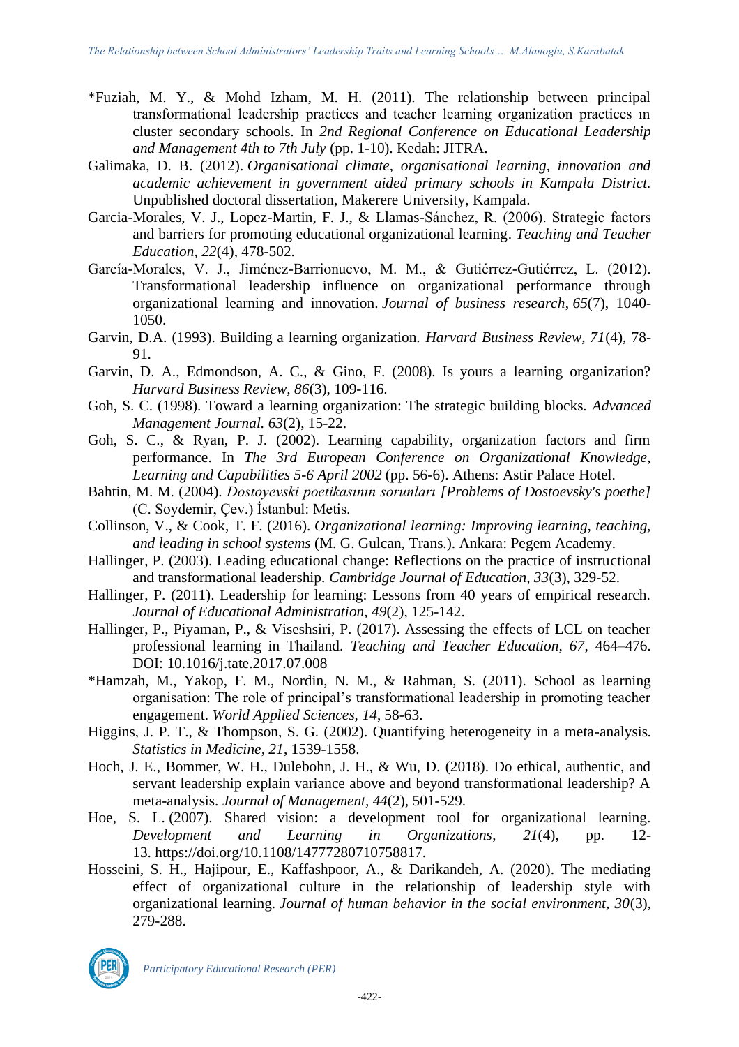*Fuziah, M. Y., & Mohd Izham, M. H. (2011). The relationship between principal transformational leadership practices and teacher learning organization practices ın cluster secondary schools. In *2nd Regional Conference on Educational Leadership and Management 4th to 7th July* (pp. 1-10). Kedah: JITRA.

Galimaka, D. B. (2012). *Organisational climate, organisational learning, innovation and academic achievement in government aided primary schools in Kampala District.* Unpublished doctoral dissertation, Makerere University, Kampala.

Garcia-Morales, V. J., Lopez-Martin, F. J., & Llamas-Sánchez, R. (2006). Strategic factors and barriers for promoting educational organizational learning. *Teaching and Teacher Education, 22*(4), 478-502.

García-Morales, V. J., Jiménez-Barrionuevo, M. M., & Gutiérrez-Gutiérrez, L. (2012). Transformational leadership influence on organizational performance through organizational learning and innovation. *Journal of business research*, *65*(7), 1040-1050.

Garvin, D.A. (1993). Building a learning organization. *Harvard Business Review, 71*(4), 78-91.

Garvin, D. A., Edmondson, A. C., & Gino, F. (2008). Is yours a learning organization? *Harvard Business Review, 86*(3), 109-116.

Goh, S. C. (1998). Toward a learning organization: The strategic building blocks. *Advanced Management Journal. 63*(2), 15-22.

Goh, S. C., & Ryan, P. J. (2002). Learning capability, organization factors and firm performance. In *The 3rd European Conference on Organizational Knowledge, Learning and Capabilities 5-6 April 2002* (pp. 56-6). Athens: Astir Palace Hotel.

Bahtin, M. M. (2004). *Dostoyevski poetikasının sorunları [Problems of Dostoevsky's poethe]* (C. Soydemir, Çev.) İstanbul: Metis.

Collinson, V., & Cook, T. F. (2016). *Organizational learning: Improving learning, teaching, and leading in school systems* (M. G. Gulcan, Trans.). Ankara: Pegem Academy.

Hallinger, P. (2003). Leading educational change: Reflections on the practice of instructional and transformational leadership. *Cambridge Journal of Education, 33*(3), 329-52.

Hallinger, P. (2011). Leadership for learning: Lessons from 40 years of empirical research. *Journal of Educational Administration, 49*(2), 125-142.

Hallinger, P., Piyaman, P., & Viseshsiri, P. (2017). Assessing the effects of LCL on teacher professional learning in Thailand. *Teaching and Teacher Education, 67*, 464–476. DOI: 10.1016/j.tate.2017.07.008

*Hamzah, M., Yakop, F. M., Nordin, N. M., & Rahman, S. (2011). School as learning organisation: The role of principal's transformational leadership in promoting teacher engagement. *World Applied Sciences, 14*, 58-63.

Higgins, J. P. T., & Thompson, S. G. (2002). Quantifying heterogeneity in a meta-analysis. *Statistics in Medicine, 21*, 1539-1558.

Hoch, J. E., Bommer, W. H., Dulebohn, J. H., & Wu, D. (2018). Do ethical, authentic, and servant leadership explain variance above and beyond transformational leadership? A meta-analysis. *Journal of Management, 44*(2), 501-529.

Hoe, S. L. (2007). Shared vision: a development tool for organizational learning. *Development and Learning in Organizations*, *21*(4), pp. 12-13. https://doi.org/10.1108/14777280710758817.

Hosseini, S. H., Hajipour, E., Kaffashpoor, A., & Darikandeh, A. (2020). The mediating effect of organizational culture in the relationship of leadership style with organizational learning. *Journal of human behavior in the social environment, 30*(3), 279-288.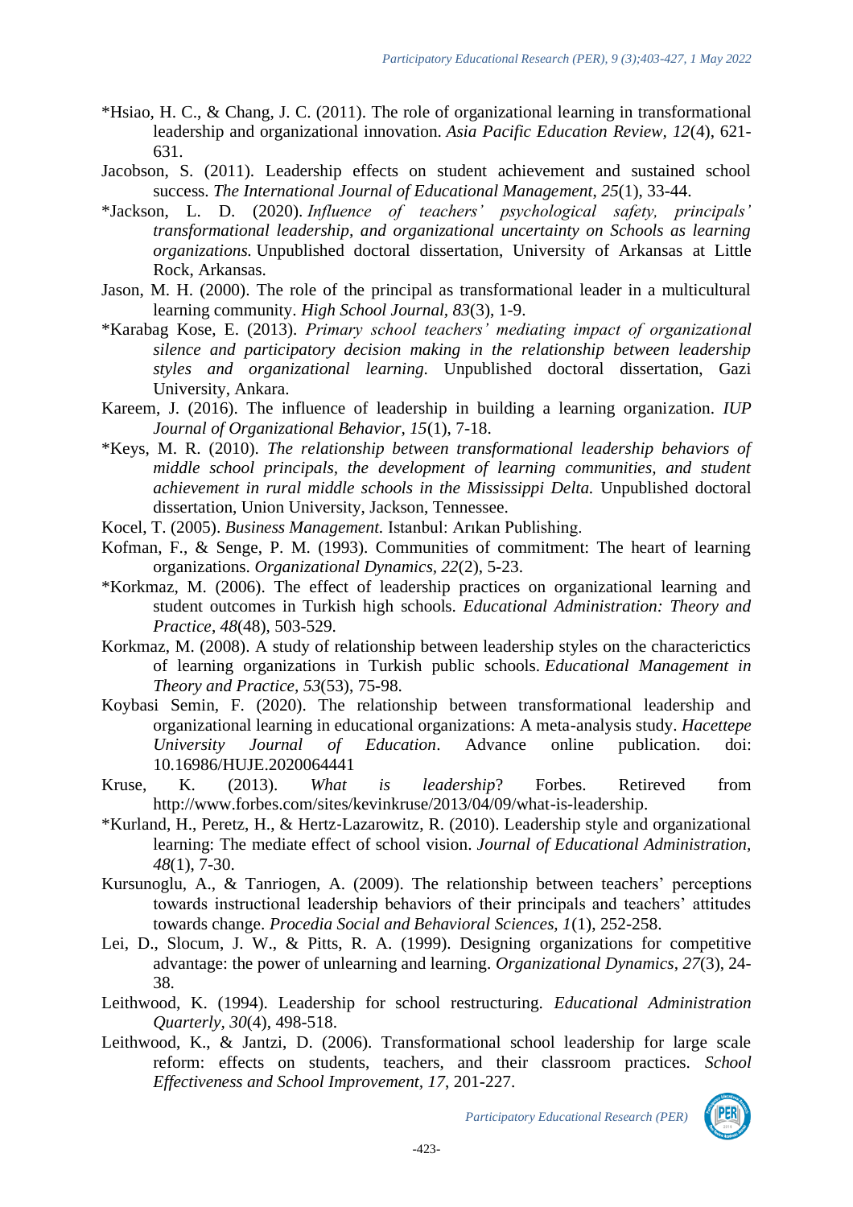*Hsiao, H. C., & Chang, J. C. (2011). The role of organizational learning in transformational leadership and organizational innovation. *Asia Pacific Education Review*, *12*(4), 621-631.

Jacobson, S. (2011). Leadership effects on student achievement and sustained school success. *The International Journal of Educational Management*, *25*(1), 33-44.

*Jackson, L. D. (2020). *Influence of teachers' psychological safety, principals' transformational leadership, and organizational uncertainty on Schools as learning organizations.* Unpublished doctoral dissertation, University of Arkansas at Little Rock, Arkansas.

Jason, M. H. (2000). The role of the principal as transformational leader in a multicultural learning community. *High School Journal, 83*(3), 1-9.

*Karabag Kose, E. (2013). *Primary school teachers' mediating impact of organizational silence and participatory decision making in the relationship between leadership styles and organizational learning.* Unpublished doctoral dissertation, Gazi University, Ankara.

Kareem, J. (2016). The influence of leadership in building a learning organization. *IUP Journal of Organizational Behavior, 15*(1), 7-18.

*Keys, M. R. (2010). *The relationship between transformational leadership behaviors of middle school principals, the development of learning communities, and student achievement in rural middle schools in the Mississippi Delta.* Unpublished doctoral dissertation, Union University, Jackson, Tennessee.

Kocel, T. (2005). *Business Management.* Istanbul: Arıkan Publishing.

Kofman, F., & Senge, P. M. (1993). Communities of commitment: The heart of learning organizations. *Organizational Dynamics*, *22*(2), 5-23.

*Korkmaz, M. (2006). The effect of leadership practices on organizational learning and student outcomes in Turkish high schools. *Educational Administration: Theory and Practice*, *48*(48), 503-529.

Korkmaz, M. (2008). A study of relationship between leadership styles on the characterictics of learning organizations in Turkish public schools. *Educational Management in Theory and Practice, 53*(53), 75-98.

Koybasi Semin, F. (2020). The relationship between transformational leadership and organizational learning in educational organizations: A meta-analysis study. *Hacettepe University Journal of Education*. Advance online publication. doi: 10.16986/HUJE.2020064441

Kruse, K. (2013). *What is leadership*? Forbes. Retireved from http://www.forbes.com/sites/kevinkruse/2013/04/09/what-is-leadership.

*Kurland, H., Peretz, H., & Hertz-Lazarowitz, R. (2010). Leadership style and organizational learning: The mediate effect of school vision. *Journal of Educational Administration, 48*(1), 7-30.

Kursunoglu, A., & Tanriogen, A. (2009). The relationship between teachers' perceptions towards instructional leadership behaviors of their principals and teachers' attitudes towards change. *Procedia Social and Behavioral Sciences*, *1*(1), 252-258.

Lei, D., Slocum, J. W., & Pitts, R. A. (1999). Designing organizations for competitive advantage: the power of unlearning and learning. *Organizational Dynamics*, *27*(3), 24-38.

Leithwood, K. (1994). Leadership for school restructuring. *Educational Administration Quarterly, 30*(4), 498-518.

Leithwood, K., & Jantzi, D. (2006). Transformational school leadership for large scale reform: effects on students, teachers, and their classroom practices. *School Effectiveness and School Improvement, 17*, 201-227.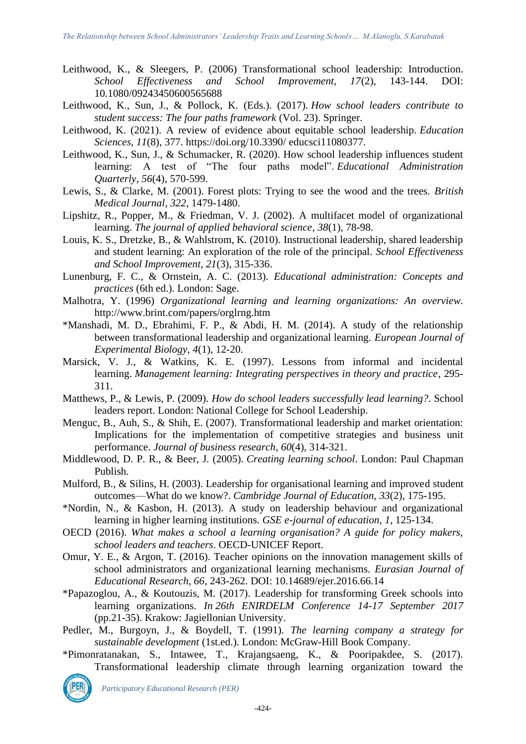Leithwood, K., & Sleegers, P. (2006) Transformational school leadership: Introduction. *School Effectiveness and School Improvement, 17*(2), 143-144. DOI: 10.1080/09243450600565688

Leithwood, K., Sun, J., & Pollock, K. (Eds.). (2017). *How school leaders contribute to student success: The four paths framework* (Vol. 23). Springer.

Leithwood, K. (2021). A review of evidence about equitable school leadership. *Education Sciences*, *11*(8), 377. https://doi.org/10.3390/ educsci11080377.

Leithwood, K., Sun, J., & Schumacker, R. (2020). How school leadership influences student learning: A test of "The four paths model". *Educational Administration Quarterly*, *56*(4), 570-599.

Lewis, S., & Clarke, M. (2001). Forest plots: Trying to see the wood and the trees. *British Medical Journal, 322*, 1479-1480.

Lipshitz, R., Popper, M., & Friedman, V. J. (2002). A multifacet model of organizational learning. *The journal of applied behavioral science*, *38*(1), 78-98.

Louis, K. S., Dretzke, B., & Wahlstrom, K. (2010). Instructional leadership, shared leadership and student learning: An exploration of the role of the principal. *School Effectiveness and School Improvement, 21*(3), 315-336.

Lunenburg, F. C., & Ornstein, A. C. (2013). *Educational administration: Concepts and practices* (6th ed.). London: Sage.

Malhotra, Y. (1996) *Organizational learning and learning organizations: An overview.* http://www.brint.com/papers/orglrng.htm

*Manshadi, M. D., Ebrahimi, F. P., & Abdi, H. M. (2014). A study of the relationship between transformational leadership and organizational learning. *European Journal of Experimental Biology, 4*(1), 12-20.

Marsick, V. J., & Watkins, K. E. (1997). Lessons from informal and incidental learning. *Management learning: Integrating perspectives in theory and practice*, 295-311.

Matthews, P., & Lewis, P. (2009). *How do school leaders successfully lead learning?*. School leaders report. London: National College for School Leadership.

Menguc, B., Auh, S., & Shih, E. (2007). Transformational leadership and market orientation: Implications for the implementation of competitive strategies and business unit performance. *Journal of business research*, *60*(4), 314-321.

Middlewood, D. P. R., & Beer, J. (2005). *Creating learning school*. London: Paul Chapman Publish.

Mulford, B., & Silins, H. (2003). Leadership for organisational learning and improved student outcomes—What do we know?. *Cambridge Journal of Education, 33*(2), 175-195.

*Nordin, N., & Kasbon, H. (2013). A study on leadership behaviour and organizational learning in higher learning institutions. *GSE e-journal of education*, *1*, 125-134.

OECD (2016). *What makes a school a learning organisation? A guide for policy makers, school leaders and teachers*. OECD-UNICEF Report.

Omur, Y. E., & Argon, T. (2016). Teacher opinions on the innovation management skills of school administrators and organizational learning mechanisms. *Eurasian Journal of Educational Research, 66*, 243-262. DOI: 10.14689/ejer.2016.66.14

*Papazoglou, A., & Koutouzis, M. (2017). Leadership for transforming Greek schools into learning organizations. *In 26th ENIRDELM Conference 14-17 September 2017* (pp.21-35). Krakow: Jagiellonian University.

Pedler, M., Burgoyn, J., & Boydell, T. (1991). *The learning company a strategy for sustainable development* (1st.ed.). London: McGraw-Hill Book Company.

*Pimonratanakan, S., Intawee, T., Krajangsaeng, K., & Pooripakdee, S. (2017). Transformational leadership climate through learning organization toward the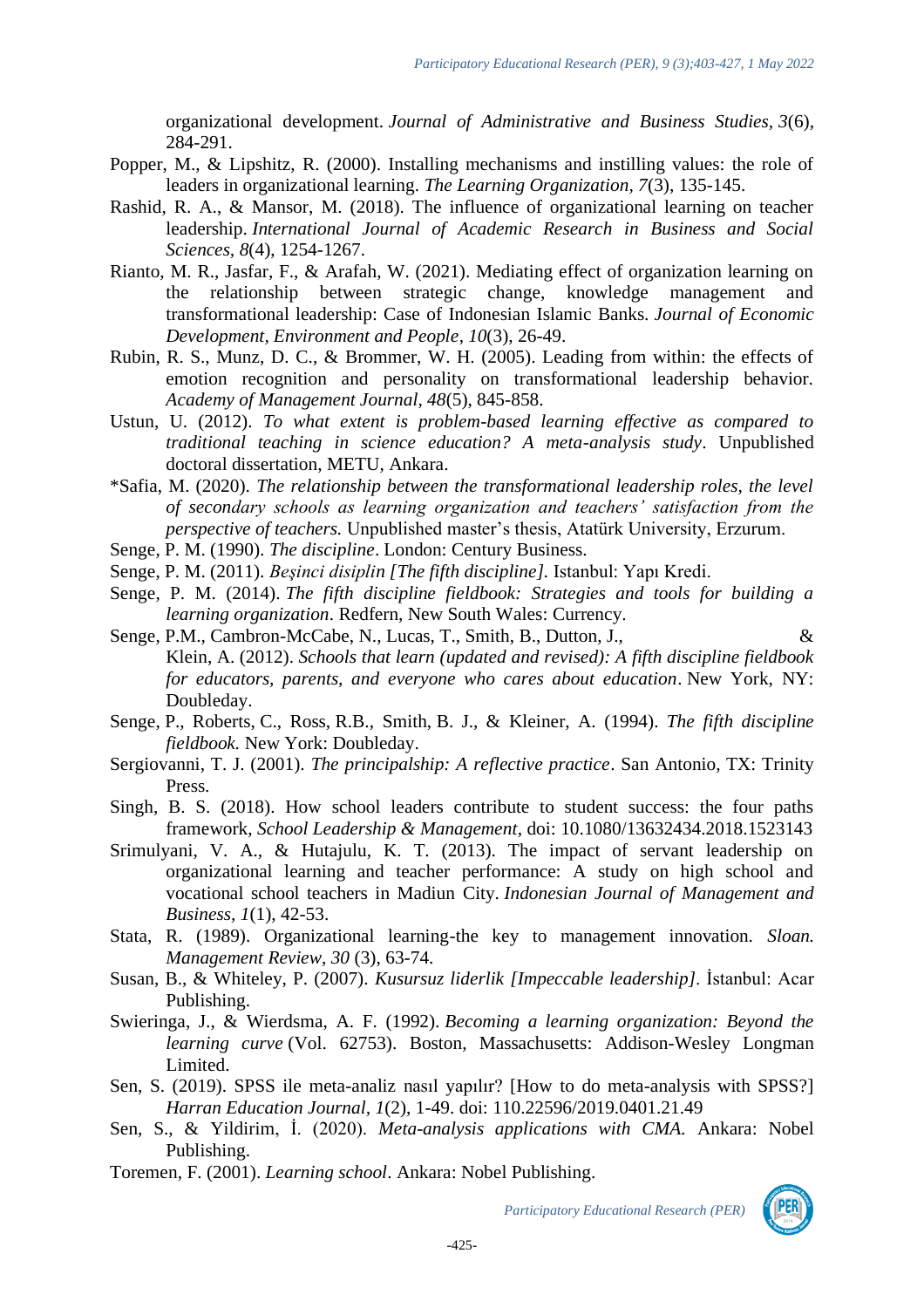organizational development. *Journal of Administrative and Business Studies, 3*(6), 284-291.

Popper, M., & Lipshitz, R. (2000). Installing mechanisms and instilling values: the role of leaders in organizational learning. *The Learning Organization*, *7*(3), 135-145.

Rashid, R. A., & Mansor, M. (2018). The influence of organizational learning on teacher leadership. *International Journal of Academic Research in Business and Social Sciences, 8*(4), 1254-1267.

Rianto, M. R., Jasfar, F., & Arafah, W. (2021). Mediating effect of organization learning on the relationship between strategic change, knowledge management and transformational leadership: Case of Indonesian Islamic Banks. *Journal of Economic Development, Environment and People*, *10*(3), 26-49.

Rubin, R. S., Munz, D. C., & Brommer, W. H. (2005). Leading from within: the effects of emotion recognition and personality on transformational leadership behavior. *Academy of Management Journal, 48*(5), 845-858.

Ustun, U. (2012). *To what extent is problem-based learning effective as compared to traditional teaching in science education? A meta-analysis study*. Unpublished doctoral dissertation, METU, Ankara.

*Safia, M. (2020). *The relationship between the transformational leadership roles, the level of secondary schools as learning organization and teachers' satisfaction from the perspective of teachers.* Unpublished master's thesis, Atatürk University, Erzurum.

Senge, P. M. (1990). *The discipline*. London: Century Business.

Senge, P. M. (2011). *Beşinci disiplin [The fifth discipline].* Istanbul: Yapı Kredi.

Senge, P. M. (2014). *The fifth discipline fieldbook: Strategies and tools for building a learning organization*. Redfern, New South Wales: Currency.

Senge, P.M., Cambron-McCabe, N., Lucas, T., Smith, B., Dutton, J., & Klein, A. (2012). *Schools that learn (updated and revised): A fifth discipline fieldbook for educators, parents, and everyone who cares about education*. New York, NY: Doubleday.

Senge, P., Roberts, C., Ross, R.B., Smith, B. J., & Kleiner, A. (1994). *The fifth discipline fieldbook.* New York: Doubleday.

Sergiovanni, T. J. (2001). *The principalship: A reflective practice*. San Antonio, TX: Trinity Press.

Singh, B. S. (2018). How school leaders contribute to student success: the four paths framework, *School Leadership & Management*, doi: 10.1080/13632434.2018.1523143

Srimulyani, V. A., & Hutajulu, K. T. (2013). The impact of servant leadership on organizational learning and teacher performance: A study on high school and vocational school teachers in Madiun City. *Indonesian Journal of Management and Business, 1*(1), 42-53.

Stata, R. (1989). Organizational learning-the key to management innovation. *Sloan. Management Review, 30* (3), 63-74.

Susan, B., & Whiteley, P. (2007). *Kusursuz liderlik [Impeccable leadership]*. İstanbul: Acar Publishing.

Swieringa, J., & Wierdsma, A. F. (1992). *Becoming a learning organization: Beyond the learning curve* (Vol. 62753). Boston, Massachusetts: Addison-Wesley Longman Limited.

Sen, S. (2019). SPSS ile meta-analiz nasıl yapılır? [How to do meta-analysis with SPSS?] *Harran Education Journal, 1*(2), 1-49. doi: 110.22596/2019.0401.21.49

Sen, S., & Yildirim, İ. (2020). *Meta-analysis applications with CMA.* Ankara: Nobel Publishing.

Toremen, F. (2001). *Learning school*. Ankara: Nobel Publishing.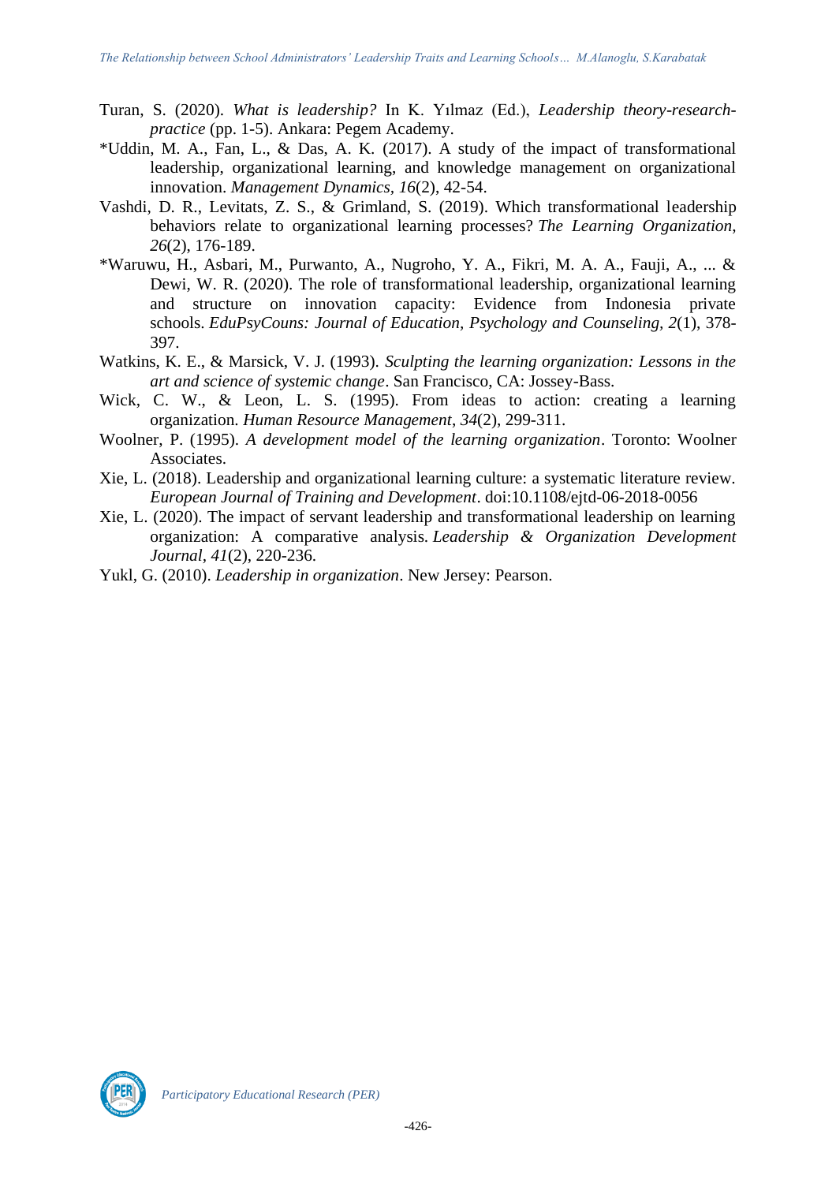Turan, S. (2020). *What is leadership?* In K. Yılmaz (Ed.), *Leadership theory-research-practice* (pp. 1-5). Ankara: Pegem Academy.

*Uddin, M. A., Fan, L., & Das, A. K. (2017). A study of the impact of transformational leadership, organizational learning, and knowledge management on organizational innovation. *Management Dynamics, 16*(2), 42-54.

Vashdi, D. R., Levitats, Z. S., & Grimland, S. (2019). Which transformational leadership behaviors relate to organizational learning processes? *The Learning Organization*, *26*(2), 176-189.

*Waruwu, H., Asbari, M., Purwanto, A., Nugroho, Y. A., Fikri, M. A. A., Fauji, A., ... & Dewi, W. R. (2020). The role of transformational leadership, organizational learning and structure on innovation capacity: Evidence from Indonesia private schools. *EduPsyCouns: Journal of Education, Psychology and Counseling*, *2*(1), 378-397.

Watkins, K. E., & Marsick, V. J. (1993). *Sculpting the learning organization: Lessons in the art and science of systemic change*. San Francisco, CA: Jossey-Bass.

Wick, C. W., & Leon, L. S. (1995). From ideas to action: creating a learning organization. *Human Resource Management*, *34*(2), 299-311.

Woolner, P. (1995). *A development model of the learning organization*. Toronto: Woolner Associates.

Xie, L. (2018). Leadership and organizational learning culture: a systematic literature review. *European Journal of Training and Development*. doi:10.1108/ejtd-06-2018-0056

Xie, L. (2020). The impact of servant leadership and transformational leadership on learning organization: A comparative analysis. *Leadership & Organization Development Journal, 41*(2), 220-236.

Yukl, G. (2010). *Leadership in organization*. New Jersey: Pearson.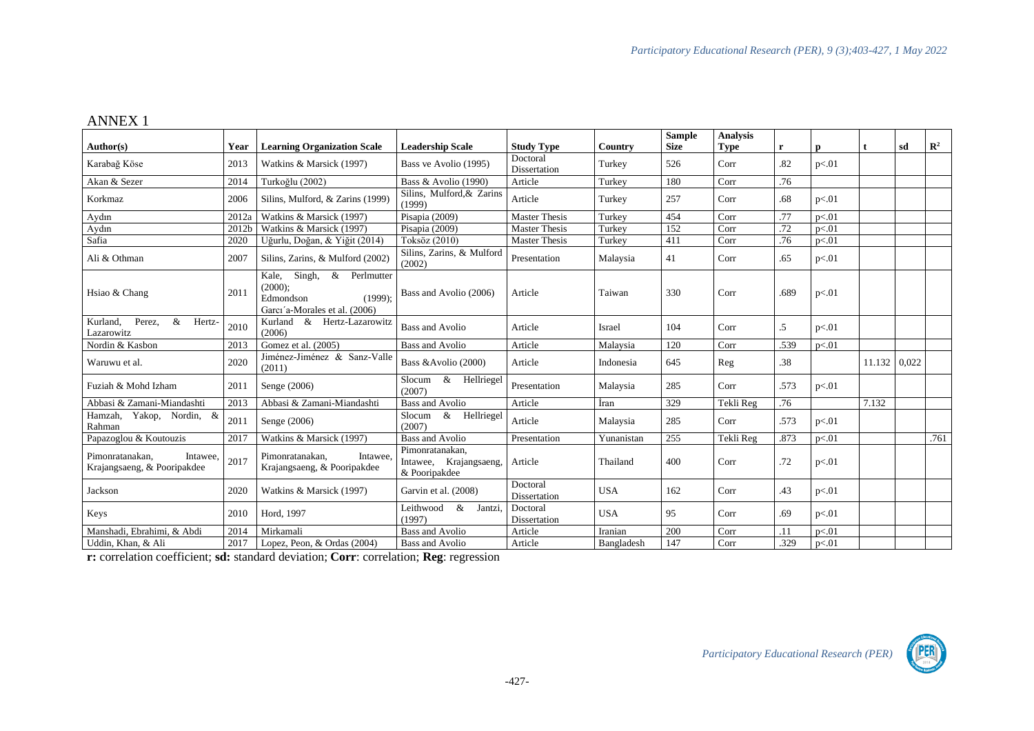# ANNEX 1

| Author(s) | Year | Learning Organization Scale | Leadership Scale | Study Type | Country | Sample Size | Analysis Type | r | p | t | sd | $R^2$ |
|---|---|---|---|---|---|---|---|---|---|---|---|---|
| Karabağ Köse | 2013 | Watkins & Marsick (1997) | Bass ve Avolio (1995) | Doctoral Dissertation | Turkey | 526 | Corr | .82 | p<.01 | | | |
| Akan & Sezer | 2014 | Turkoğlu (2002) | Bass & Avolio (1990) | Article | Turkey | 180 | Corr | .76 | | | | |
| Korkmaz | 2006 | Silins, Mulford, & Zarins (1999) | Silins, Mulford,& Zarins (1999) | Article | Turkey | 257 | Corr | .68 | p<.01 | | | |
| Aydın | 2012a | Watkins & Marsick (1997) | Pisapia (2009) | Master Thesis | Turkey | 454 | Corr | .77 | p<.01 | | | |
| Aydın | 2012b | Watkins & Marsick (1997) | Pisapia (2009) | Master Thesis | Turkey | 152 | Corr | .72 | p<.01 | | | |
| Safia | 2020 | Uğurlu, Doğan, & Yiğit (2014) | Toksöz (2010) | Master Thesis | Turkey | 411 | Corr | .76 | p<.01 | | | |
| Ali & Othman | 2007 | Silins, Zarins, & Mulford (2002) | Silins, Zarins, & Mulford (2002) | Presentation | Malaysia | 41 | Corr | .65 | p<.01 | | | |
| Hsiao & Chang | 2011 | Kale, Singh, & Perlmutter (2000); Edmondson (1999); Garcı´a-Morales et al. (2006) | Bass and Avolio (2006) | Article | Taiwan | 330 | Corr | .689 | p<.01 | | | |
| Kurland, Perez, & Hertz-Lazarowitz | 2010 | Kurland & Hertz-Lazarowitz (2006) | Bass and Avolio | Article | Israel | 104 | Corr | .5 | p<.01 | | | |
| Nordin & Kasbon | 2013 | Gomez et al. (2005) | Bass and Avolio | Article | Malaysia | 120 | Corr | .539 | p<.01 | | | |
| Waruwu et al. | 2020 | Jiménez-Jiménez & Sanz-Valle (2011) | Bass &Avolio (2000) | Article | Indonesia | 645 | Reg | .38 | | 11.132 | 0,022 | |
| Fuziah & Mohd Izham | 2011 | Senge (2006) | Slocum & Hellriegel (2007) | Presentation | Malaysia | 285 | Corr | .573 | p<.01 | | | |
| Abbasi & Zamani-Miandashti | 2013 | Abbasi & Zamani-Miandashti | Bass and Avolio | Article | İran | 329 | Tekli Reg | .76 | | 7.132 | | |
| Hamzah, Yakop, Nordin, & Rahman | 2011 | Senge (2006) | Slocum & Hellriegel (2007) | Article | Malaysia | 285 | Corr | .573 | p<.01 | | | |
| Papazoglou & Koutouzis | 2017 | Watkins & Marsick (1997) | Bass and Avolio | Presentation | Yunanistan | 255 | Tekli Reg | .873 | p<.01 | | | .761 |
| Pimonratanakan, Intawee, Krajangsaeng, & Pooripakdee | 2017 | Pimonratanakan, Intawee, Krajangsaeng, & Pooripakdee | Pimonratanakan, Intawee, Krajangsaeng, & Pooripakdee | Article | Thailand | 400 | Corr | .72 | p<.01 | | | |
| Jackson | 2020 | Watkins & Marsick (1997) | Garvin et al. (2008) | Doctoral Dissertation | USA | 162 | Corr | .43 | p<.01 | | | |
| Keys | 2010 | Hord, 1997 | Leithwood & Jantzi, (1997) | Doctoral Dissertation | USA | 95 | Corr | .69 | p<.01 | | | |
| Manshadi, Ebrahimi, & Abdi | 2014 | Mirkamali | Bass and Avolio | Article | Iranian | 200 | Corr | .11 | p<.01 | | | |
| Uddin, Khan, & Ali | 2017 | Lopez, Peon, & Ordas (2004) | Bass and Avolio | Article | Bangladesh | 147 | Corr | .329 | p<.01 | | | |

**r:** correlation coefficient; **sd:** standard deviation; **Corr**: correlation; **Reg**: regression